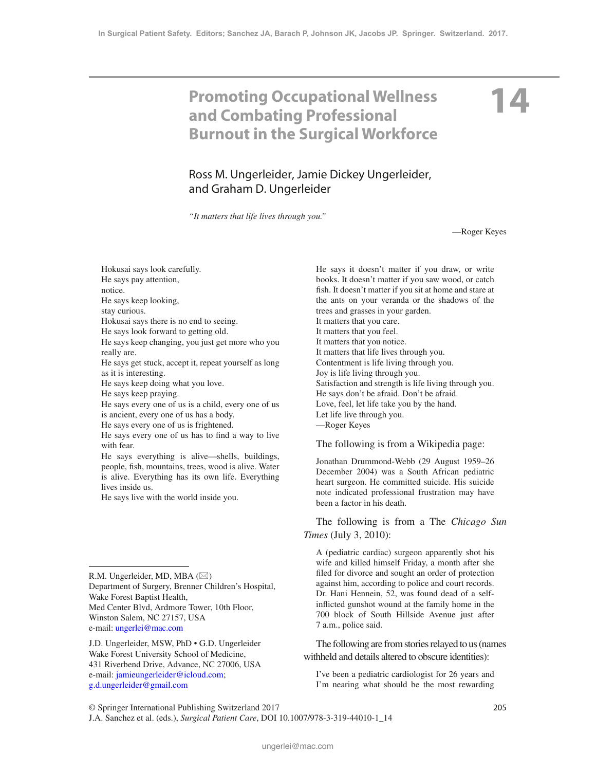# 14 Promoting Occupational Wellness and Combating Professional Burnout in the Surgical Workforce

Ross M. Ungerleider, Jamie Dickey Ungerleider, and Graham D. Ungerleider

*"It matters that life lives through you."*

—Roger Keyes

Hokusai says look carefully.
He says pay attention,
notice.
He says keep looking,
stay curious.
Hokusai says there is no end to seeing.
He says look forward to getting old.
He says keep changing, you just get more who you really are.
He says get stuck, accept it, repeat yourself as long as it is interesting.
He says keep doing what you love.
He says keep praying.
He says every one of us is a child, every one of us is ancient, every one of us has a body.
He says every one of us is frightened.
He says every one of us has to find a way to live with fear.
He says everything is alive—shells, buildings, people, fish, mountains, trees, wood is alive. Water is alive. Everything has its own life. Everything lives inside us.
He says live with the world inside you.
He says it doesn't matter if you draw, or write books. It doesn't matter if you saw wood, or catch fish. It doesn't matter if you sit at home and stare at the ants on your veranda or the shadows of the trees and grasses in your garden.
It matters that you care.
It matters that you feel.
It matters that you notice.
It matters that life lives through you.
Contentment is life living through you.
Joy is life living through you.
Satisfaction and strength is life living through you.
He says don't be afraid. Don't be afraid.
Love, feel, let life take you by the hand.
Let life live through you.
—Roger Keyes

The following is from a Wikipedia page:

> Jonathan Drummond-Webb (29 August 1959–26 December 2004) was a South African pediatric heart surgeon. He committed suicide. His suicide note indicated professional frustration may have been a factor in his death.

The following is from a The *Chicago Sun Times* (July 3, 2010):

> A (pediatric cardiac) surgeon apparently shot his wife and killed himself Friday, a month after she filed for divorce and sought an order of protection against him, according to police and court records. Dr. Hani Hennein, 52, was found dead of a self-inflicted gunshot wound at the family home in the 700 block of South Hillside Avenue just after 7 a.m., police said.

The following are from stories relayed to us (names withheld and details altered to obscure identities):

> I've been a pediatric cardiologist for 26 years and I'm nearing what should be the most rewarding

---

R.M. Ungerleider, MD, MBA (✉)
Department of Surgery, Brenner Children's Hospital, Wake Forest Baptist Health, Med Center Blvd, Ardmore Tower, 10th Floor, Winston Salem, NC 27157, USA
e-mail: ungerlei@mac.com

J.D. Ungerleider, MSW, PhD • G.D. Ungerleider
Wake Forest University School of Medicine, 431 Riverbend Drive, Advance, NC 27006, USA
e-mail: jamieungerleider@icloud.com; g.d.ungerleider@gmail.com

© Springer International Publishing Switzerland 2017
J.A. Sanchez et al. (eds.), *Surgical Patient Care*, DOI 10.1007/978-3-319-44010-1_14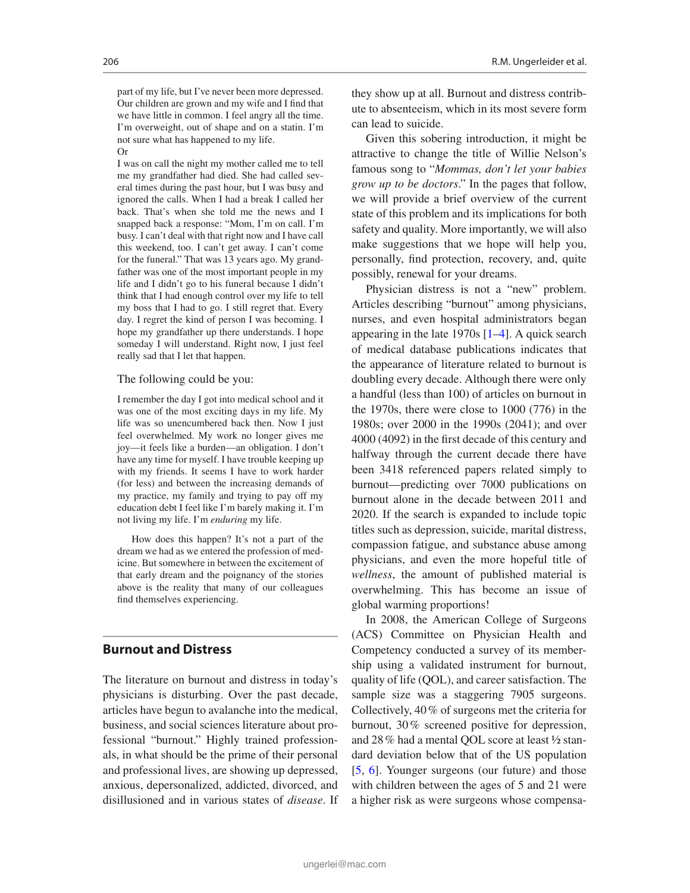part of my life, but I've never been more depressed. Our children are grown and my wife and I find that we have little in common. I feel angry all the time. I'm overweight, out of shape and on a statin. I'm not sure what has happened to my life.

Or

I was on call the night my mother called me to tell me my grandfather had died. She had called several times during the past hour, but I was busy and ignored the calls. When I had a break I called her back. That's when she told me the news and I snapped back a response: "Mom, I'm on call. I'm busy. I can't deal with that right now and I have call this weekend, too. I can't get away. I can't come for the funeral." That was 13 years ago. My grandfather was one of the most important people in my life and I didn't go to his funeral because I didn't think that I had enough control over my life to tell my boss that I had to go. I still regret that. Every day. I regret the kind of person I was becoming. I hope my grandfather up there understands. I hope someday I will understand. Right now, I just feel really sad that I let that happen.

The following could be you:

I remember the day I got into medical school and it was one of the most exciting days in my life. My life was so unencumbered back then. Now I just feel overwhelmed. My work no longer gives me joy—it feels like a burden—an obligation. I don't have any time for myself. I have trouble keeping up with my friends. It seems I have to work harder (for less) and between the increasing demands of my practice, my family and trying to pay off my education debt I feel like I'm barely making it. I'm not living my life. I'm *enduring* my life.

How does this happen? It's not a part of the dream we had as we entered the profession of medicine. But somewhere in between the excitement of that early dream and the poignancy of the stories above is the reality that many of our colleagues find themselves experiencing.

## Burnout and Distress

The literature on burnout and distress in today's physicians is disturbing. Over the past decade, articles have begun to avalanche into the medical, business, and social sciences literature about professional "burnout." Highly trained professionals, in what should be the prime of their personal and professional lives, are showing up depressed, anxious, depersonalized, addicted, divorced, and disillusioned and in various states of *disease*. If they show up at all. Burnout and distress contribute to absenteeism, which in its most severe form can lead to suicide.

Given this sobering introduction, it might be attractive to change the title of Willie Nelson's famous song to "*Mommas, don't let your babies grow up to be doctors*." In the pages that follow, we will provide a brief overview of the current state of this problem and its implications for both safety and quality. More importantly, we will also make suggestions that we hope will help you, personally, find protection, recovery, and, quite possibly, renewal for your dreams.

Physician distress is not a "new" problem. Articles describing "burnout" among physicians, nurses, and even hospital administrators began appearing in the late 1970s [1–4]. A quick search of medical database publications indicates that the appearance of literature related to burnout is doubling every decade. Although there were only a handful (less than 100) of articles on burnout in the 1970s, there were close to 1000 (776) in the 1980s; over 2000 in the 1990s (2041); and over 4000 (4092) in the first decade of this century and halfway through the current decade there have been 3418 referenced papers related simply to burnout—predicting over 7000 publications on burnout alone in the decade between 2011 and 2020. If the search is expanded to include topic titles such as depression, suicide, marital distress, compassion fatigue, and substance abuse among physicians, and even the more hopeful title of *wellness*, the amount of published material is overwhelming. This has become an issue of global warming proportions!

In 2008, the American College of Surgeons (ACS) Committee on Physician Health and Competency conducted a survey of its membership using a validated instrument for burnout, quality of life (QOL), and career satisfaction. The sample size was a staggering 7905 surgeons. Collectively, 40 % of surgeons met the criteria for burnout, 30 % screened positive for depression, and 28 % had a mental QOL score at least ½ standard deviation below that of the US population [5, 6]. Younger surgeons (our future) and those with children between the ages of 5 and 21 were a higher risk as were surgeons whose compensa-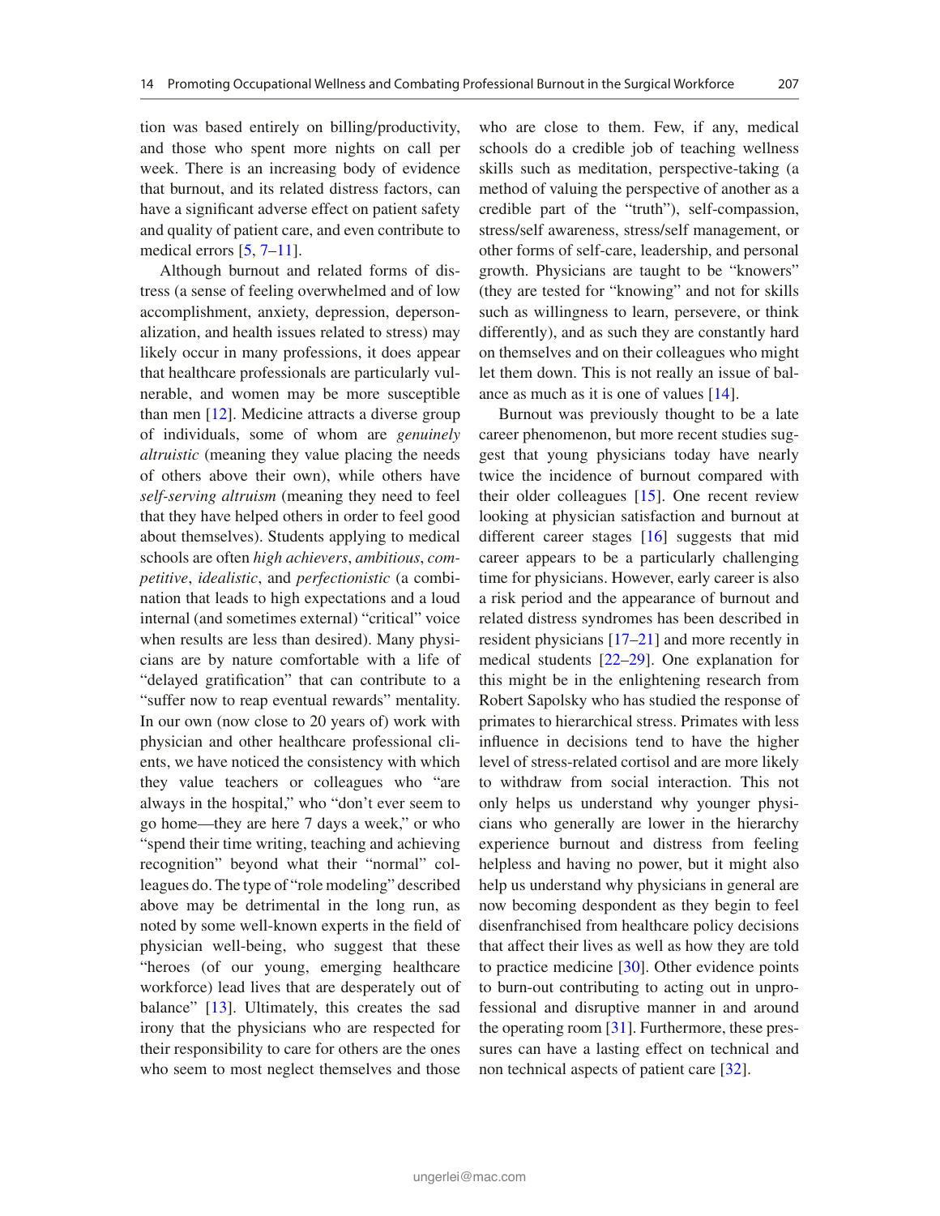tion was based entirely on billing/productivity, and those who spent more nights on call per week. There is an increasing body of evidence that burnout, and its related distress factors, can have a significant adverse effect on patient safety and quality of patient care, and even contribute to medical errors [5, 7–11].

Although burnout and related forms of distress (a sense of feeling overwhelmed and of low accomplishment, anxiety, depression, depersonalization, and health issues related to stress) may likely occur in many professions, it does appear that healthcare professionals are particularly vulnerable, and women may be more susceptible than men [12]. Medicine attracts a diverse group of individuals, some of whom are *genuinely altruistic* (meaning they value placing the needs of others above their own), while others have *self-serving altruism* (meaning they need to feel that they have helped others in order to feel good about themselves). Students applying to medical schools are often *high achievers*, *ambitious*, *competitive*, *idealistic*, and *perfectionistic* (a combination that leads to high expectations and a loud internal (and sometimes external) "critical" voice when results are less than desired). Many physicians are by nature comfortable with a life of "delayed gratification" that can contribute to a "suffer now to reap eventual rewards" mentality. In our own (now close to 20 years of) work with physician and other healthcare professional clients, we have noticed the consistency with which they value teachers or colleagues who "are always in the hospital," who "don't ever seem to go home—they are here 7 days a week," or who "spend their time writing, teaching and achieving recognition" beyond what their "normal" colleagues do. The type of "role modeling" described above may be detrimental in the long run, as noted by some well-known experts in the field of physician well-being, who suggest that these "heroes (of our young, emerging healthcare workforce) lead lives that are desperately out of balance" [13]. Ultimately, this creates the sad irony that the physicians who are respected for their responsibility to care for others are the ones who seem to most neglect themselves and those who are close to them. Few, if any, medical schools do a credible job of teaching wellness skills such as meditation, perspective-taking (a method of valuing the perspective of another as a credible part of the "truth"), self-compassion, stress/self awareness, stress/self management, or other forms of self-care, leadership, and personal growth. Physicians are taught to be "knowers" (they are tested for "knowing" and not for skills such as willingness to learn, persevere, or think differently), and as such they are constantly hard on themselves and on their colleagues who might let them down. This is not really an issue of balance as much as it is one of values [14].

Burnout was previously thought to be a late career phenomenon, but more recent studies suggest that young physicians today have nearly twice the incidence of burnout compared with their older colleagues [15]. One recent review looking at physician satisfaction and burnout at different career stages [16] suggests that mid career appears to be a particularly challenging time for physicians. However, early career is also a risk period and the appearance of burnout and related distress syndromes has been described in resident physicians [17–21] and more recently in medical students [22–29]. One explanation for this might be in the enlightening research from Robert Sapolsky who has studied the response of primates to hierarchical stress. Primates with less influence in decisions tend to have the higher level of stress-related cortisol and are more likely to withdraw from social interaction. This not only helps us understand why younger physicians who generally are lower in the hierarchy experience burnout and distress from feeling helpless and having no power, but it might also help us understand why physicians in general are now becoming despondent as they begin to feel disenfranchised from healthcare policy decisions that affect their lives as well as how they are told to practice medicine [30]. Other evidence points to burn-out contributing to acting out in unprofessional and disruptive manner in and around the operating room [31]. Furthermore, these pressures can have a lasting effect on technical and non technical aspects of patient care [32].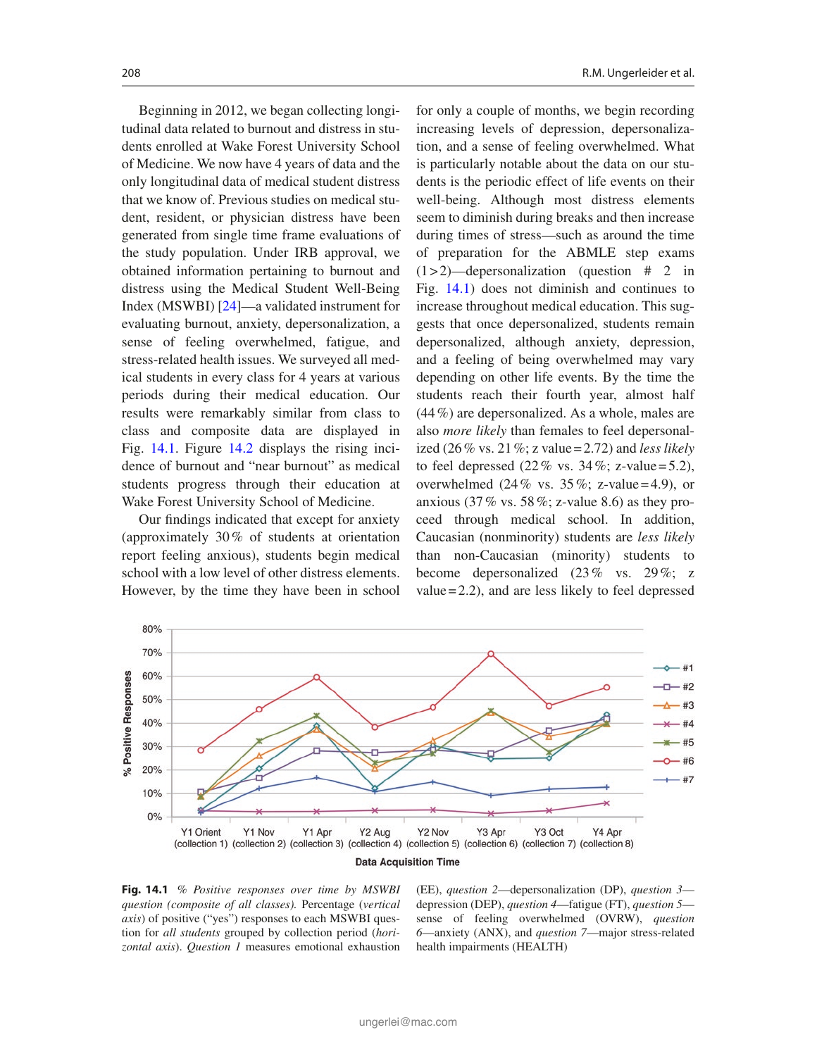Beginning in 2012, we began collecting longitudinal data related to burnout and distress in students enrolled at Wake Forest University School of Medicine. We now have 4 years of data and the only longitudinal data of medical student distress that we know of. Previous studies on medical student, resident, or physician distress have been generated from single time frame evaluations of the study population. Under IRB approval, we obtained information pertaining to burnout and distress using the Medical Student Well-Being Index (MSWBI) [24]—a validated instrument for evaluating burnout, anxiety, depersonalization, a sense of feeling overwhelmed, fatigue, and stress-related health issues. We surveyed all medical students in every class for 4 years at various periods during their medical education. Our results were remarkably similar from class to class and composite data are displayed in Fig. 14.1. Figure 14.2 displays the rising incidence of burnout and "near burnout" as medical students progress through their education at Wake Forest University School of Medicine.

Our findings indicated that except for anxiety (approximately 30 % of students at orientation report feeling anxious), students begin medical school with a low level of other distress elements. However, by the time they have been in school for only a couple of months, we begin recording increasing levels of depression, depersonalization, and a sense of feeling overwhelmed. What is particularly notable about the data on our students is the periodic effect of life events on their well-being. Although most distress elements seem to diminish during breaks and then increase during times of stress—such as around the time of preparation for the ABMLE step exams (1 > 2)—depersonalization (question # 2 in Fig. 14.1) does not diminish and continues to increase throughout medical education. This suggests that once depersonalized, students remain depersonalized, although anxiety, depression, and a feeling of being overwhelmed may vary depending on other life events. By the time the students reach their fourth year, almost half (44 %) are depersonalized. As a whole, males are also *more likely* than females to feel depersonalized (26 % vs. 21 %; z value = 2.72) and *less likely* to feel depressed (22 % vs. 34 %; z-value = 5.2), overwhelmed (24 % vs. 35 %; z-value = 4.9), or anxious (37 % vs. 58 %; z-value 8.6) as they proceed through medical school. In addition, Caucasian (nonminority) students are *less likely* than non-Caucasian (minority) students to become depersonalized (23 % vs. 29 %; z value = 2.2), and are less likely to feel depressed

**Fig. 14.1** *% Positive responses over time by MSWBI question (composite of all classes).* Percentage (*vertical axis*) of positive ("yes") responses to each MSWBI question for *all students* grouped by collection period (*horizontal axis*). *Question 1* measures emotional exhaustion (EE), *question 2*—depersonalization (DP), *question 3*—depression (DEP), *question 4*—fatigue (FT), *question 5*—sense of feeling overwhelmed (OVRW), *question 6*—anxiety (ANX), and *question 7*—major stress-related health impairments (HEALTH)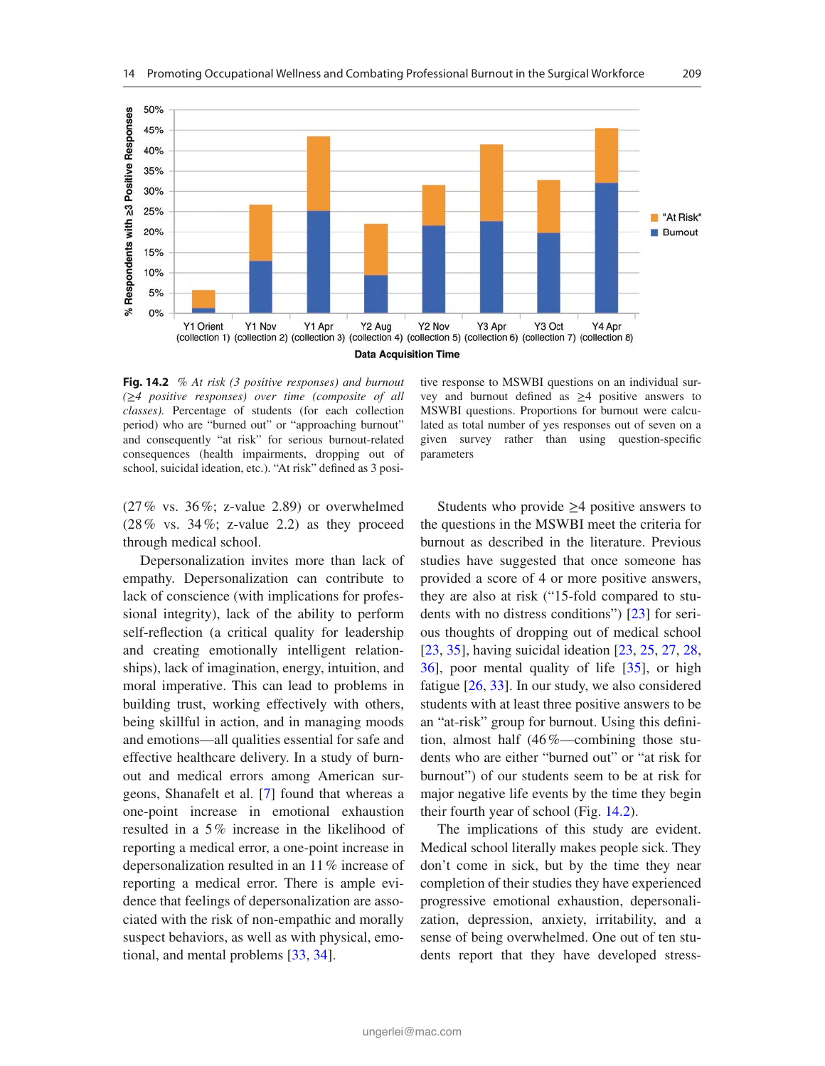**Fig. 14.2** *% At risk (3 positive responses) and burnout (≥4 positive responses) over time (composite of all classes).* Percentage of students (for each collection period) who are "burned out" or "approaching burnout" and consequently "at risk" for serious burnout-related consequences (health impairments, dropping out of school, suicidal ideation, etc.). "At risk" defined as 3 positive response to MSWBI questions on an individual survey and burnout defined as ≥4 positive answers to MSWBI questions. Proportions for burnout were calculated as total number of yes responses out of seven on a given survey rather than using question-specific parameters

(27 % vs. 36 %; z-value 2.89) or overwhelmed (28 % vs. 34 %; z-value 2.2) as they proceed through medical school.

Depersonalization invites more than lack of empathy. Depersonalization can contribute to lack of conscience (with implications for professional integrity), lack of the ability to perform self-reflection (a critical quality for leadership and creating emotionally intelligent relationships), lack of imagination, energy, intuition, and moral imperative. This can lead to problems in building trust, working effectively with others, being skillful in action, and in managing moods and emotions—all qualities essential for safe and effective healthcare delivery. In a study of burnout and medical errors among American surgeons, Shanafelt et al. [7] found that whereas a one-point increase in emotional exhaustion resulted in a 5 % increase in the likelihood of reporting a medical error, a one-point increase in depersonalization resulted in an 11 % increase of reporting a medical error. There is ample evidence that feelings of depersonalization are associated with the risk of non-empathic and morally suspect behaviors, as well as with physical, emotional, and mental problems [33, 34].

Students who provide ≥4 positive answers to the questions in the MSWBI meet the criteria for burnout as described in the literature. Previous studies have suggested that once someone has provided a score of 4 or more positive answers, they are also at risk ("15-fold compared to students with no distress conditions") [23] for serious thoughts of dropping out of medical school [23, 35], having suicidal ideation [23, 25, 27, 28, 36], poor mental quality of life [35], or high fatigue [26, 33]. In our study, we also considered students with at least three positive answers to be an "at-risk" group for burnout. Using this definition, almost half (46 %—combining those students who are either "burned out" or "at risk for burnout") of our students seem to be at risk for major negative life events by the time they begin their fourth year of school (Fig. 14.2).

The implications of this study are evident. Medical school literally makes people sick. They don't come in sick, but by the time they near completion of their studies they have experienced progressive emotional exhaustion, depersonalization, depression, anxiety, irritability, and a sense of being overwhelmed. One out of ten students report that they have developed stress-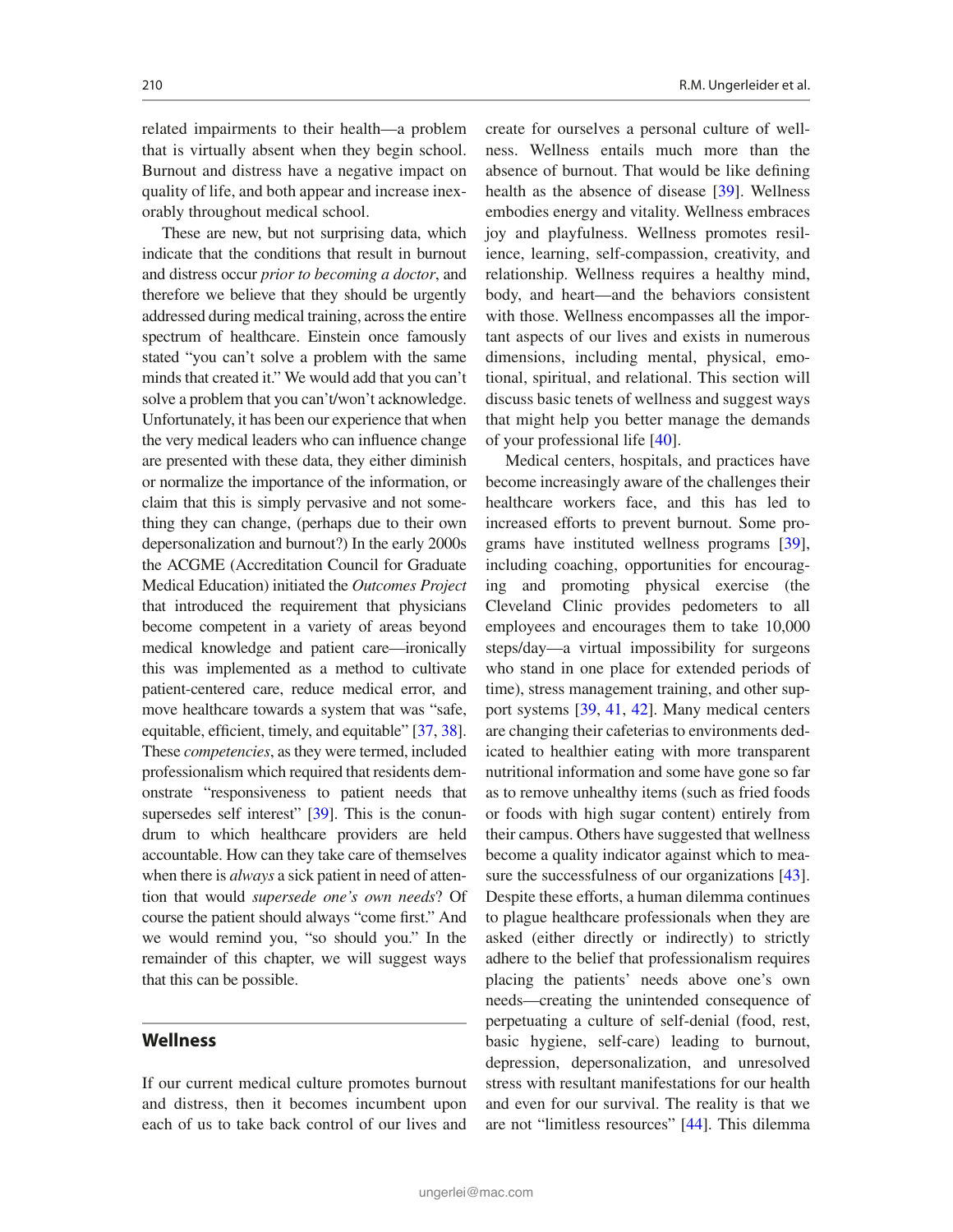related impairments to their health—a problem that is virtually absent when they begin school. Burnout and distress have a negative impact on quality of life, and both appear and increase inexorably throughout medical school.

These are new, but not surprising data, which indicate that the conditions that result in burnout and distress occur *prior to becoming a doctor*, and therefore we believe that they should be urgently addressed during medical training, across the entire spectrum of healthcare. Einstein once famously stated "you can't solve a problem with the same minds that created it." We would add that you can't solve a problem that you can't/won't acknowledge. Unfortunately, it has been our experience that when the very medical leaders who can influence change are presented with these data, they either diminish or normalize the importance of the information, or claim that this is simply pervasive and not something they can change, (perhaps due to their own depersonalization and burnout?) In the early 2000s the ACGME (Accreditation Council for Graduate Medical Education) initiated the *Outcomes Project* that introduced the requirement that physicians become competent in a variety of areas beyond medical knowledge and patient care—ironically this was implemented as a method to cultivate patient-centered care, reduce medical error, and move healthcare towards a system that was "safe, equitable, efficient, timely, and equitable" [37, 38]. These *competencies*, as they were termed, included professionalism which required that residents demonstrate "responsiveness to patient needs that supersedes self interest" [39]. This is the conundrum to which healthcare providers are held accountable. How can they take care of themselves when there is *always* a sick patient in need of attention that would *supersede one's own needs*? Of course the patient should always "come first." And we would remind you, "so should you." In the remainder of this chapter, we will suggest ways that this can be possible.

## Wellness

If our current medical culture promotes burnout and distress, then it becomes incumbent upon each of us to take back control of our lives and create for ourselves a personal culture of wellness. Wellness entails much more than the absence of burnout. That would be like defining health as the absence of disease [39]. Wellness embodies energy and vitality. Wellness embraces joy and playfulness. Wellness promotes resilience, learning, self-compassion, creativity, and relationship. Wellness requires a healthy mind, body, and heart—and the behaviors consistent with those. Wellness encompasses all the important aspects of our lives and exists in numerous dimensions, including mental, physical, emotional, spiritual, and relational. This section will discuss basic tenets of wellness and suggest ways that might help you better manage the demands of your professional life [40].

Medical centers, hospitals, and practices have become increasingly aware of the challenges their healthcare workers face, and this has led to increased efforts to prevent burnout. Some programs have instituted wellness programs [39], including coaching, opportunities for encouraging and promoting physical exercise (the Cleveland Clinic provides pedometers to all employees and encourages them to take 10,000 steps/day—a virtual impossibility for surgeons who stand in one place for extended periods of time), stress management training, and other support systems [39, 41, 42]. Many medical centers are changing their cafeterias to environments dedicated to healthier eating with more transparent nutritional information and some have gone so far as to remove unhealthy items (such as fried foods or foods with high sugar content) entirely from their campus. Others have suggested that wellness become a quality indicator against which to measure the successfulness of our organizations [43]. Despite these efforts, a human dilemma continues to plague healthcare professionals when they are asked (either directly or indirectly) to strictly adhere to the belief that professionalism requires placing the patients' needs above one's own needs—creating the unintended consequence of perpetuating a culture of self-denial (food, rest, basic hygiene, self-care) leading to burnout, depression, depersonalization, and unresolved stress with resultant manifestations for our health and even for our survival. The reality is that we are not "limitless resources" [44]. This dilemma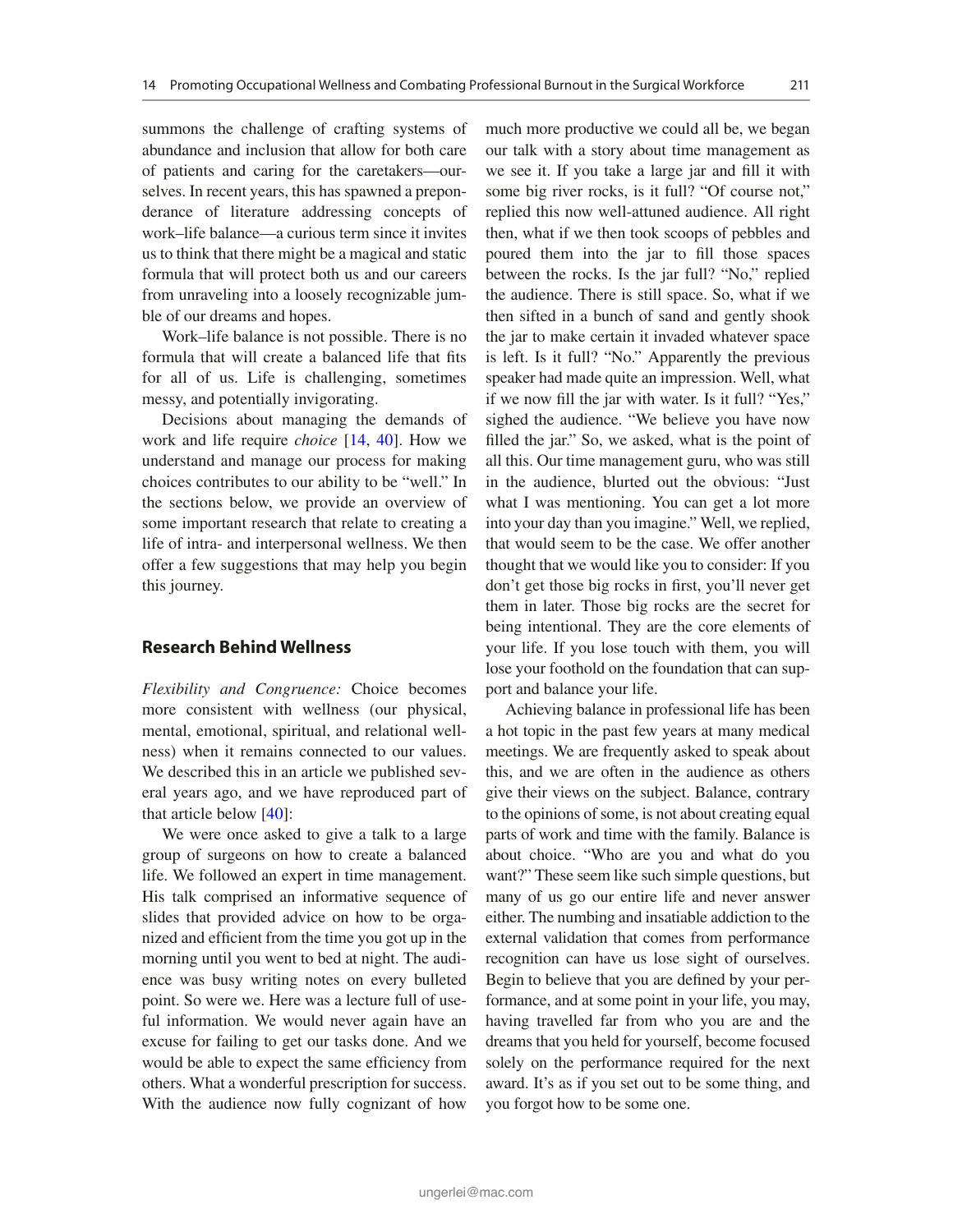summons the challenge of crafting systems of abundance and inclusion that allow for both care of patients and caring for the caretakers—ourselves. In recent years, this has spawned a preponderance of literature addressing concepts of work–life balance—a curious term since it invites us to think that there might be a magical and static formula that will protect both us and our careers from unraveling into a loosely recognizable jumble of our dreams and hopes.

Work–life balance is not possible. There is no formula that will create a balanced life that fits for all of us. Life is challenging, sometimes messy, and potentially invigorating.

Decisions about managing the demands of work and life require *choice* [14, 40]. How we understand and manage our process for making choices contributes to our ability to be "well." In the sections below, we provide an overview of some important research that relate to creating a life of intra- and interpersonal wellness. We then offer a few suggestions that may help you begin this journey.

## Research Behind Wellness

*Flexibility and Congruence:* Choice becomes more consistent with wellness (our physical, mental, emotional, spiritual, and relational wellness) when it remains connected to our values. We described this in an article we published several years ago, and we have reproduced part of that article below [40]:

We were once asked to give a talk to a large group of surgeons on how to create a balanced life. We followed an expert in time management. His talk comprised an informative sequence of slides that provided advice on how to be organized and efficient from the time you got up in the morning until you went to bed at night. The audience was busy writing notes on every bulleted point. So were we. Here was a lecture full of useful information. We would never again have an excuse for failing to get our tasks done. And we would be able to expect the same efficiency from others. What a wonderful prescription for success. With the audience now fully cognizant of how much more productive we could all be, we began our talk with a story about time management as we see it. If you take a large jar and fill it with some big river rocks, is it full? "Of course not," replied this now well-attuned audience. All right then, what if we then took scoops of pebbles and poured them into the jar to fill those spaces between the rocks. Is the jar full? "No," replied the audience. There is still space. So, what if we then sifted in a bunch of sand and gently shook the jar to make certain it invaded whatever space is left. Is it full? "No." Apparently the previous speaker had made quite an impression. Well, what if we now fill the jar with water. Is it full? "Yes," sighed the audience. "We believe you have now filled the jar." So, we asked, what is the point of all this. Our time management guru, who was still in the audience, blurted out the obvious: "Just what I was mentioning. You can get a lot more into your day than you imagine." Well, we replied, that would seem to be the case. We offer another thought that we would like you to consider: If you don't get those big rocks in first, you'll never get them in later. Those big rocks are the secret for being intentional. They are the core elements of your life. If you lose touch with them, you will lose your foothold on the foundation that can support and balance your life.

Achieving balance in professional life has been a hot topic in the past few years at many medical meetings. We are frequently asked to speak about this, and we are often in the audience as others give their views on the subject. Balance, contrary to the opinions of some, is not about creating equal parts of work and time with the family. Balance is about choice. "Who are you and what do you want?" These seem like such simple questions, but many of us go our entire life and never answer either. The numbing and insatiable addiction to the external validation that comes from performance recognition can have us lose sight of ourselves. Begin to believe that you are defined by your performance, and at some point in your life, you may, having travelled far from who you are and the dreams that you held for yourself, become focused solely on the performance required for the next award. It's as if you set out to be some thing, and you forgot how to be some one.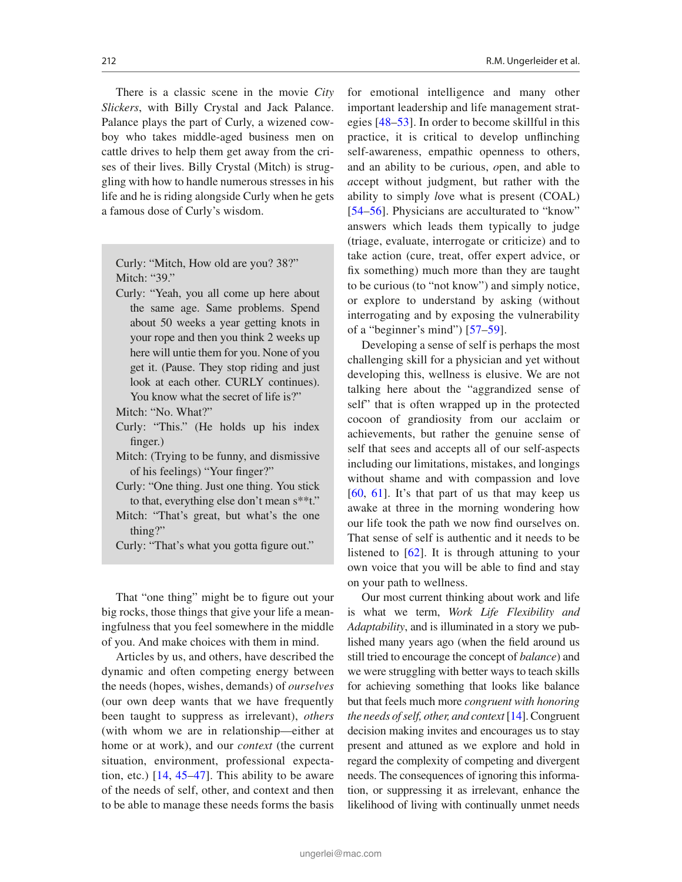There is a classic scene in the movie *City Slickers*, with Billy Crystal and Jack Palance. Palance plays the part of Curly, a wizened cowboy who takes middle-aged business men on cattle drives to help them get away from the crises of their lives. Billy Crystal (Mitch) is struggling with how to handle numerous stresses in his life and he is riding alongside Curly when he gets a famous dose of Curly's wisdom.

> Curly: "Mitch, How old are you? 38?"
> Mitch: "39."
> Curly: "Yeah, you all come up here about the same age. Same problems. Spend about 50 weeks a year getting knots in your rope and then you think 2 weeks up here will untie them for you. None of you get it. (Pause. They stop riding and just look at each other. CURLY continues). You know what the secret of life is?"
> Mitch: "No. What?"
> Curly: "This." (He holds up his index finger.)
> Mitch: (Trying to be funny, and dismissive of his feelings) "Your finger?"
> Curly: "One thing. Just one thing. You stick to that, everything else don't mean s**t."
> Mitch: "That's great, but what's the one thing?"
> Curly: "That's what you gotta figure out."

That "one thing" might be to figure out your big rocks, those things that give your life a meaningfulness that you feel somewhere in the middle of you. And make choices with them in mind.

Articles by us, and others, have described the dynamic and often competing energy between the needs (hopes, wishes, demands) of *ourselves* (our own deep wants that we have frequently been taught to suppress as irrelevant), *others* (with whom we are in relationship—either at home or at work), and our *context* (the current situation, environment, professional expectation, etc.) [14, 45–47]. This ability to be aware of the needs of self, other, and context and then to be able to manage these needs forms the basis for emotional intelligence and many other important leadership and life management strategies [48–53]. In order to become skillful in this practice, it is critical to develop unflinching self-awareness, empathic openness to others, and an ability to be *c*urious, *o*pen, and able to *a*ccept without judgment, but rather with the ability to simply *l*ove what is present (COAL) [54–56]. Physicians are acculturated to "know" answers which leads them typically to judge (triage, evaluate, interrogate or criticize) and to take action (cure, treat, offer expert advice, or fix something) much more than they are taught to be curious (to "not know") and simply notice, or explore to understand by asking (without interrogating and by exposing the vulnerability of a "beginner's mind") [57–59].

Developing a sense of self is perhaps the most challenging skill for a physician and yet without developing this, wellness is elusive. We are not talking here about the "aggrandized sense of self" that is often wrapped up in the protected cocoon of grandiosity from our acclaim or achievements, but rather the genuine sense of self that sees and accepts all of our self-aspects including our limitations, mistakes, and longings without shame and with compassion and love [60, 61]. It's that part of us that may keep us awake at three in the morning wondering how our life took the path we now find ourselves on. That sense of self is authentic and it needs to be listened to [62]. It is through attuning to your own voice that you will be able to find and stay on your path to wellness.

Our most current thinking about work and life is what we term, *Work Life Flexibility and Adaptability*, and is illuminated in a story we published many years ago (when the field around us still tried to encourage the concept of *balance*) and we were struggling with better ways to teach skills for achieving something that looks like balance but that feels much more *congruent with honoring the needs of self, other, and context* [14]. Congruent decision making invites and encourages us to stay present and attuned as we explore and hold in regard the complexity of competing and divergent needs. The consequences of ignoring this information, or suppressing it as irrelevant, enhance the likelihood of living with continually unmet needs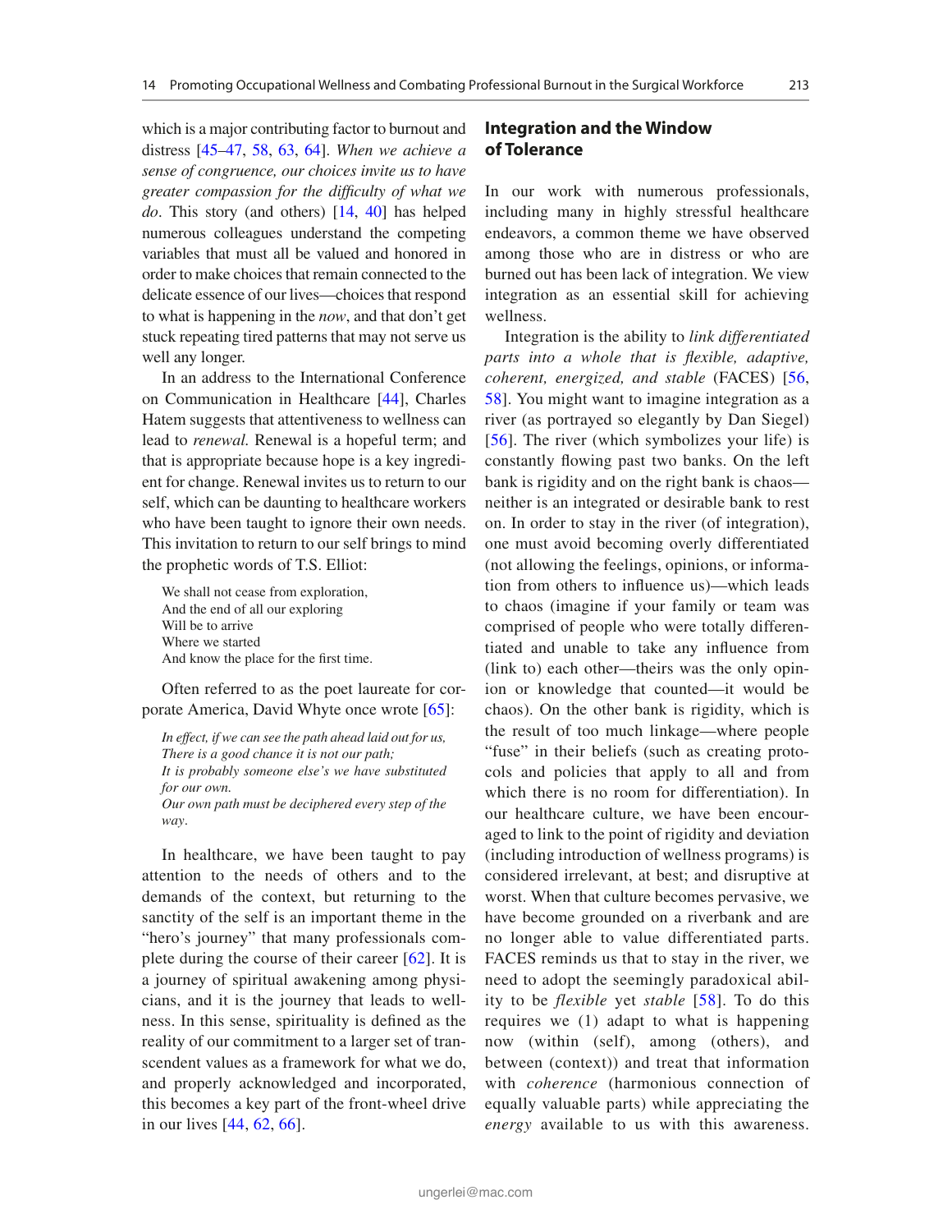which is a major contributing factor to burnout and distress [45–47, 58, 63, 64]. *When we achieve a sense of congruence, our choices invite us to have greater compassion for the difficulty of what we do*. This story (and others) [14, 40] has helped numerous colleagues understand the competing variables that must all be valued and honored in order to make choices that remain connected to the delicate essence of our lives—choices that respond to what is happening in the *now*, and that don't get stuck repeating tired patterns that may not serve us well any longer.

In an address to the International Conference on Communication in Healthcare [44], Charles Hatem suggests that attentiveness to wellness can lead to *renewal.* Renewal is a hopeful term; and that is appropriate because hope is a key ingredient for change. Renewal invites us to return to our self, which can be daunting to healthcare workers who have been taught to ignore their own needs. This invitation to return to our self brings to mind the prophetic words of T.S. Elliot:

> We shall not cease from exploration,
> And the end of all our exploring
> Will be to arrive
> Where we started
> And know the place for the first time.

Often referred to as the poet laureate for corporate America, David Whyte once wrote [65]:

> *In effect, if we can see the path ahead laid out for us,*
> *There is a good chance it is not our path;*
> *It is probably someone else's we have substituted for our own.*
> *Our own path must be deciphered every step of the way*.

In healthcare, we have been taught to pay attention to the needs of others and to the demands of the context, but returning to the sanctity of the self is an important theme in the "hero's journey" that many professionals complete during the course of their career [62]. It is a journey of spiritual awakening among physicians, and it is the journey that leads to wellness. In this sense, spirituality is defined as the reality of our commitment to a larger set of transcendent values as a framework for what we do, and properly acknowledged and incorporated, this becomes a key part of the front-wheel drive in our lives [44, 62, 66].

## Integration and the Window of Tolerance

In our work with numerous professionals, including many in highly stressful healthcare endeavors, a common theme we have observed among those who are in distress or who are burned out has been lack of integration. We view integration as an essential skill for achieving wellness.

Integration is the ability to *link differentiated parts into a whole that is flexible, adaptive, coherent, energized, and stable* (FACES) [56, 58]. You might want to imagine integration as a river (as portrayed so elegantly by Dan Siegel) [56]. The river (which symbolizes your life) is constantly flowing past two banks. On the left bank is rigidity and on the right bank is chaos—neither is an integrated or desirable bank to rest on. In order to stay in the river (of integration), one must avoid becoming overly differentiated (not allowing the feelings, opinions, or information from others to influence us)—which leads to chaos (imagine if your family or team was comprised of people who were totally differentiated and unable to take any influence from (link to) each other—theirs was the only opinion or knowledge that counted—it would be chaos). On the other bank is rigidity, which is the result of too much linkage—where people "fuse" in their beliefs (such as creating protocols and policies that apply to all and from which there is no room for differentiation). In our healthcare culture, we have been encouraged to link to the point of rigidity and deviation (including introduction of wellness programs) is considered irrelevant, at best; and disruptive at worst. When that culture becomes pervasive, we have become grounded on a riverbank and are no longer able to value differentiated parts. FACES reminds us that to stay in the river, we need to adopt the seemingly paradoxical ability to be *flexible* yet *stable* [58]. To do this requires we (1) adapt to what is happening now (within (self), among (others), and between (context)) and treat that information with *coherence* (harmonious connection of equally valuable parts) while appreciating the *energy* available to us with this awareness.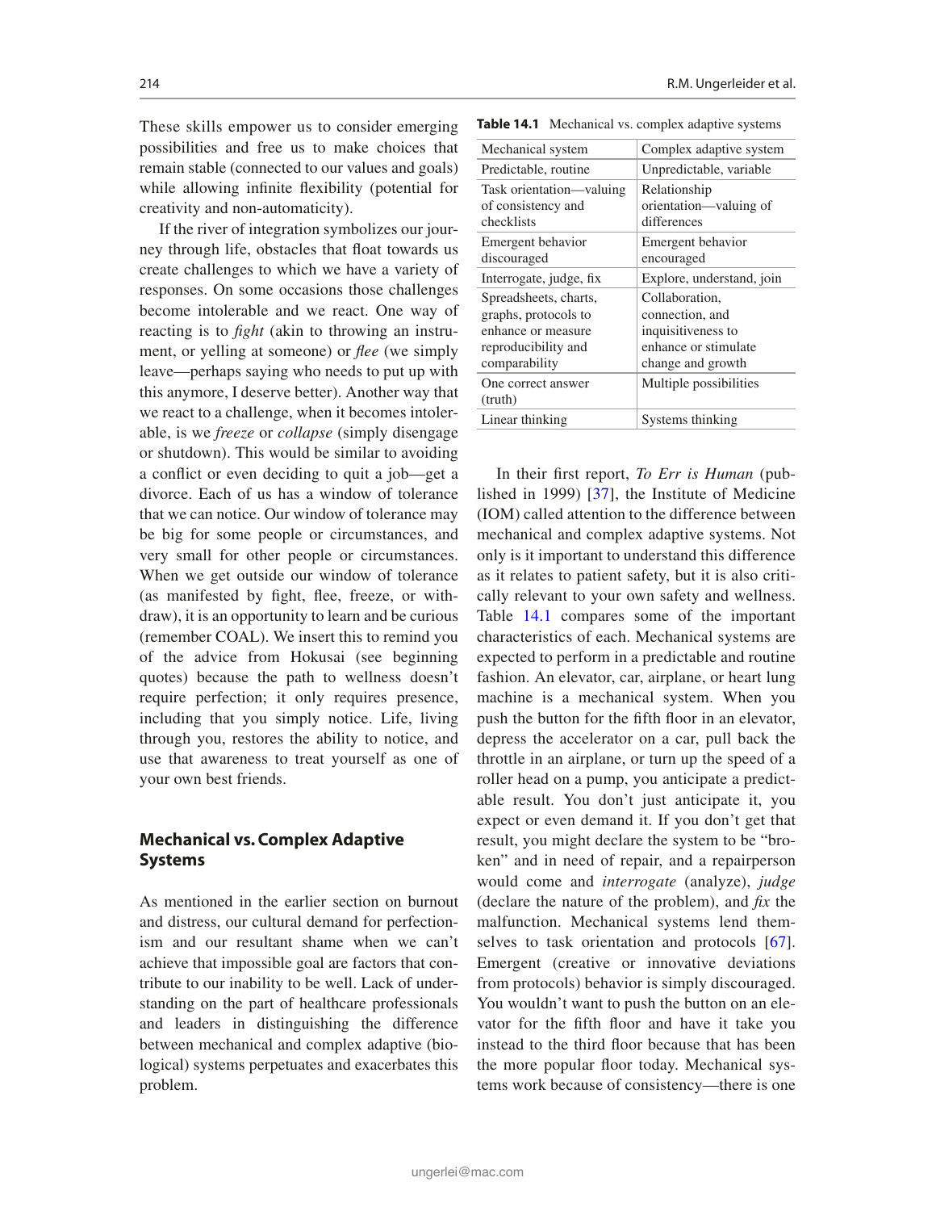These skills empower us to consider emerging possibilities and free us to make choices that remain stable (connected to our values and goals) while allowing infinite flexibility (potential for creativity and non-automaticity).

If the river of integration symbolizes our journey through life, obstacles that float towards us create challenges to which we have a variety of responses. On some occasions those challenges become intolerable and we react. One way of reacting is to *fight* (akin to throwing an instrument, or yelling at someone) or *flee* (we simply leave—perhaps saying who needs to put up with this anymore, I deserve better). Another way that we react to a challenge, when it becomes intolerable, is we *freeze* or *collapse* (simply disengage or shutdown). This would be similar to avoiding a conflict or even deciding to quit a job—get a divorce. Each of us has a window of tolerance that we can notice. Our window of tolerance may be big for some people or circumstances, and very small for other people or circumstances. When we get outside our window of tolerance (as manifested by fight, flee, freeze, or withdraw), it is an opportunity to learn and be curious (remember COAL). We insert this to remind you of the advice from Hokusai (see beginning quotes) because the path to wellness doesn't require perfection; it only requires presence, including that you simply notice. Life, living through you, restores the ability to notice, and use that awareness to treat yourself as one of your own best friends.

## Mechanical vs. Complex Adaptive Systems

As mentioned in the earlier section on burnout and distress, our cultural demand for perfectionism and our resultant shame when we can't achieve that impossible goal are factors that contribute to our inability to be well. Lack of understanding on the part of healthcare professionals and leaders in distinguishing the difference between mechanical and complex adaptive (biological) systems perpetuates and exacerbates this problem.

**Table 14.1** Mechanical vs. complex adaptive systems

| Mechanical system | Complex adaptive system |
|---|---|
| Predictable, routine | Unpredictable, variable |
| Task orientation—valuing of consistency and checklists | Relationship orientation—valuing of differences |
| Emergent behavior discouraged | Emergent behavior encouraged |
| Interrogate, judge, fix | Explore, understand, join |
| Spreadsheets, charts, graphs, protocols to enhance or measure reproducibility and comparability | Collaboration, connection, and inquisitiveness to enhance or stimulate change and growth |
| One correct answer (truth) | Multiple possibilities |
| Linear thinking | Systems thinking |

In their first report, *To Err is Human* (published in 1999) [37], the Institute of Medicine (IOM) called attention to the difference between mechanical and complex adaptive systems. Not only is it important to understand this difference as it relates to patient safety, but it is also critically relevant to your own safety and wellness. Table 14.1 compares some of the important characteristics of each. Mechanical systems are expected to perform in a predictable and routine fashion. An elevator, car, airplane, or heart lung machine is a mechanical system. When you push the button for the fifth floor in an elevator, depress the accelerator on a car, pull back the throttle in an airplane, or turn up the speed of a roller head on a pump, you anticipate a predictable result. You don't just anticipate it, you expect or even demand it. If you don't get that result, you might declare the system to be "broken" and in need of repair, and a repairperson would come and *interrogate* (analyze), *judge* (declare the nature of the problem), and *fix* the malfunction. Mechanical systems lend themselves to task orientation and protocols [67]. Emergent (creative or innovative deviations from protocols) behavior is simply discouraged. You wouldn't want to push the button on an elevator for the fifth floor and have it take you instead to the third floor because that has been the more popular floor today. Mechanical systems work because of consistency—there is one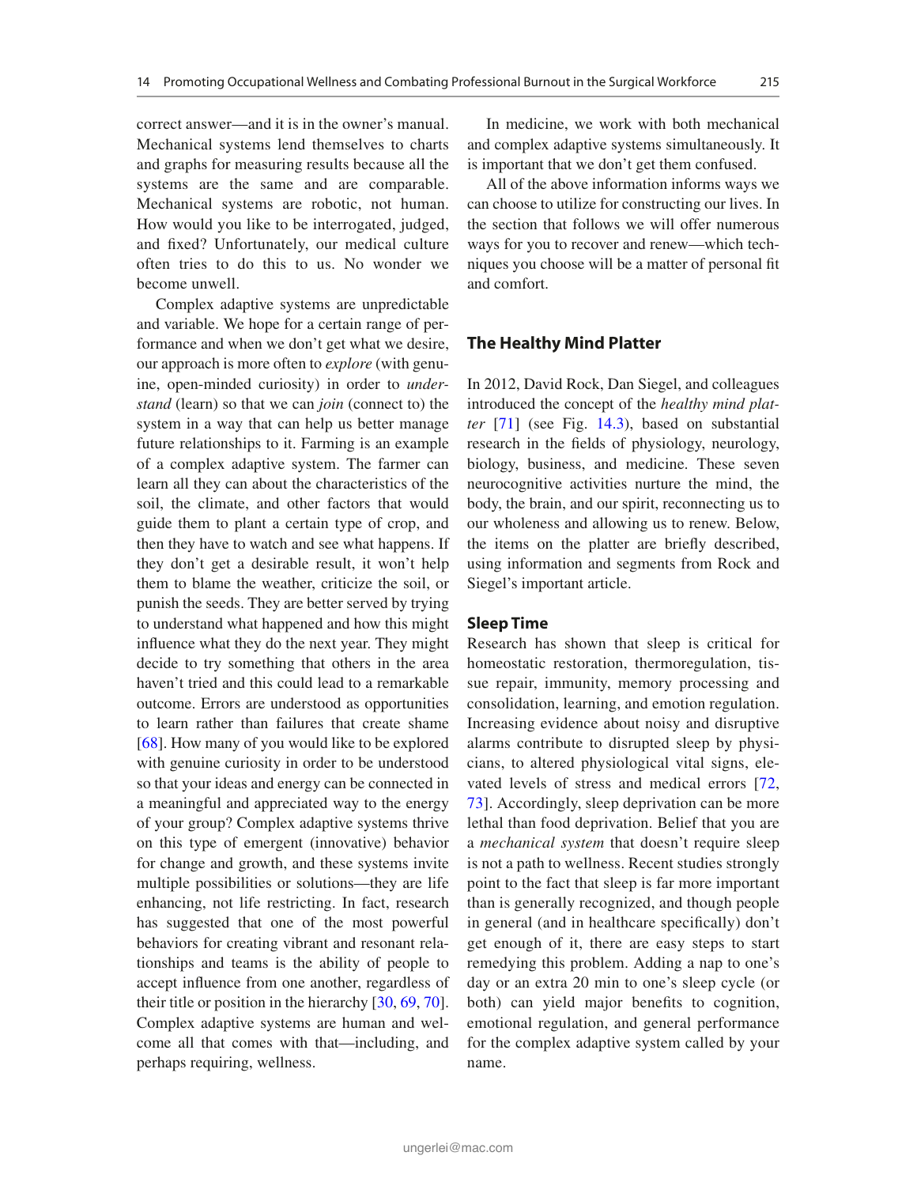correct answer—and it is in the owner's manual. Mechanical systems lend themselves to charts and graphs for measuring results because all the systems are the same and are comparable. Mechanical systems are robotic, not human. How would you like to be interrogated, judged, and fixed? Unfortunately, our medical culture often tries to do this to us. No wonder we become unwell.

Complex adaptive systems are unpredictable and variable. We hope for a certain range of performance and when we don't get what we desire, our approach is more often to *explore* (with genuine, open-minded curiosity) in order to *understand* (learn) so that we can *join* (connect to) the system in a way that can help us better manage future relationships to it. Farming is an example of a complex adaptive system. The farmer can learn all they can about the characteristics of the soil, the climate, and other factors that would guide them to plant a certain type of crop, and then they have to watch and see what happens. If they don't get a desirable result, it won't help them to blame the weather, criticize the soil, or punish the seeds. They are better served by trying to understand what happened and how this might influence what they do the next year. They might decide to try something that others in the area haven't tried and this could lead to a remarkable outcome. Errors are understood as opportunities to learn rather than failures that create shame [68]. How many of you would like to be explored with genuine curiosity in order to be understood so that your ideas and energy can be connected in a meaningful and appreciated way to the energy of your group? Complex adaptive systems thrive on this type of emergent (innovative) behavior for change and growth, and these systems invite multiple possibilities or solutions—they are life enhancing, not life restricting. In fact, research has suggested that one of the most powerful behaviors for creating vibrant and resonant relationships and teams is the ability of people to accept influence from one another, regardless of their title or position in the hierarchy [30, 69, 70]. Complex adaptive systems are human and welcome all that comes with that—including, and perhaps requiring, wellness.

In medicine, we work with both mechanical and complex adaptive systems simultaneously. It is important that we don't get them confused.

All of the above information informs ways we can choose to utilize for constructing our lives. In the section that follows we will offer numerous ways for you to recover and renew—which techniques you choose will be a matter of personal fit and comfort.

## The Healthy Mind Platter

In 2012, David Rock, Dan Siegel, and colleagues introduced the concept of the *healthy mind platter* [71] (see Fig. 14.3), based on substantial research in the fields of physiology, neurology, biology, business, and medicine. These seven neurocognitive activities nurture the mind, the body, the brain, and our spirit, reconnecting us to our wholeness and allowing us to renew. Below, the items on the platter are briefly described, using information and segments from Rock and Siegel's important article.

### Sleep Time

Research has shown that sleep is critical for homeostatic restoration, thermoregulation, tissue repair, immunity, memory processing and consolidation, learning, and emotion regulation. Increasing evidence about noisy and disruptive alarms contribute to disrupted sleep by physicians, to altered physiological vital signs, elevated levels of stress and medical errors [72, 73]. Accordingly, sleep deprivation can be more lethal than food deprivation. Belief that you are a *mechanical system* that doesn't require sleep is not a path to wellness. Recent studies strongly point to the fact that sleep is far more important than is generally recognized, and though people in general (and in healthcare specifically) don't get enough of it, there are easy steps to start remedying this problem. Adding a nap to one's day or an extra 20 min to one's sleep cycle (or both) can yield major benefits to cognition, emotional regulation, and general performance for the complex adaptive system called by your name.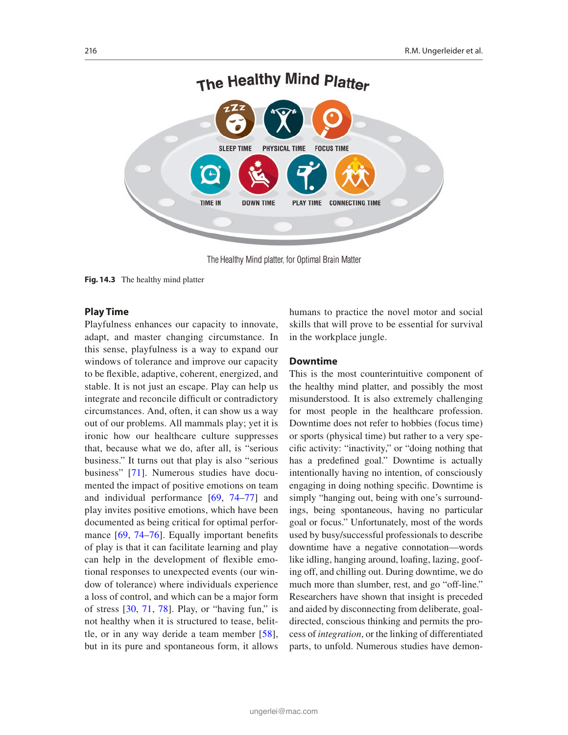The Healthy Mind Platter

SLEEP TIME PHYSICAL TIME FOCUS TIME

TIME IN DOWN TIME PLAY TIME CONNECTING TIME

The Healthy Mind platter, for Optimal Brain Matter

**Fig. 14.3** The healthy mind platter

### Play Time

Playfulness enhances our capacity to innovate, adapt, and master changing circumstance. In this sense, playfulness is a way to expand our windows of tolerance and improve our capacity to be flexible, adaptive, coherent, energized, and stable. It is not just an escape. Play can help us integrate and reconcile difficult or contradictory circumstances. And, often, it can show us a way out of our problems. All mammals play; yet it is ironic how our healthcare culture suppresses that, because what we do, after all, is "serious business." It turns out that play is also "serious business" [71]. Numerous studies have documented the impact of positive emotions on team and individual performance [69, 74–77] and play invites positive emotions, which have been documented as being critical for optimal performance [69, 74–76]. Equally important benefits of play is that it can facilitate learning and play can help in the development of flexible emotional responses to unexpected events (our window of tolerance) where individuals experience a loss of control, and which can be a major form of stress [30, 71, 78]. Play, or "having fun," is not healthy when it is structured to tease, belittle, or in any way deride a team member [58], but in its pure and spontaneous form, it allows humans to practice the novel motor and social skills that will prove to be essential for survival in the workplace jungle.

### Downtime

This is the most counterintuitive component of the healthy mind platter, and possibly the most misunderstood. It is also extremely challenging for most people in the healthcare profession. Downtime does not refer to hobbies (focus time) or sports (physical time) but rather to a very specific activity: "inactivity," or "doing nothing that has a predefined goal." Downtime is actually intentionally having no intention, of consciously engaging in doing nothing specific. Downtime is simply "hanging out, being with one's surroundings, being spontaneous, having no particular goal or focus." Unfortunately, most of the words used by busy/successful professionals to describe downtime have a negative connotation—words like idling, hanging around, loafing, lazing, goofing off, and chilling out. During downtime, we do much more than slumber, rest, and go "off-line." Researchers have shown that insight is preceded and aided by disconnecting from deliberate, goal-directed, conscious thinking and permits the process of *integration*, or the linking of differentiated parts, to unfold. Numerous studies have demon-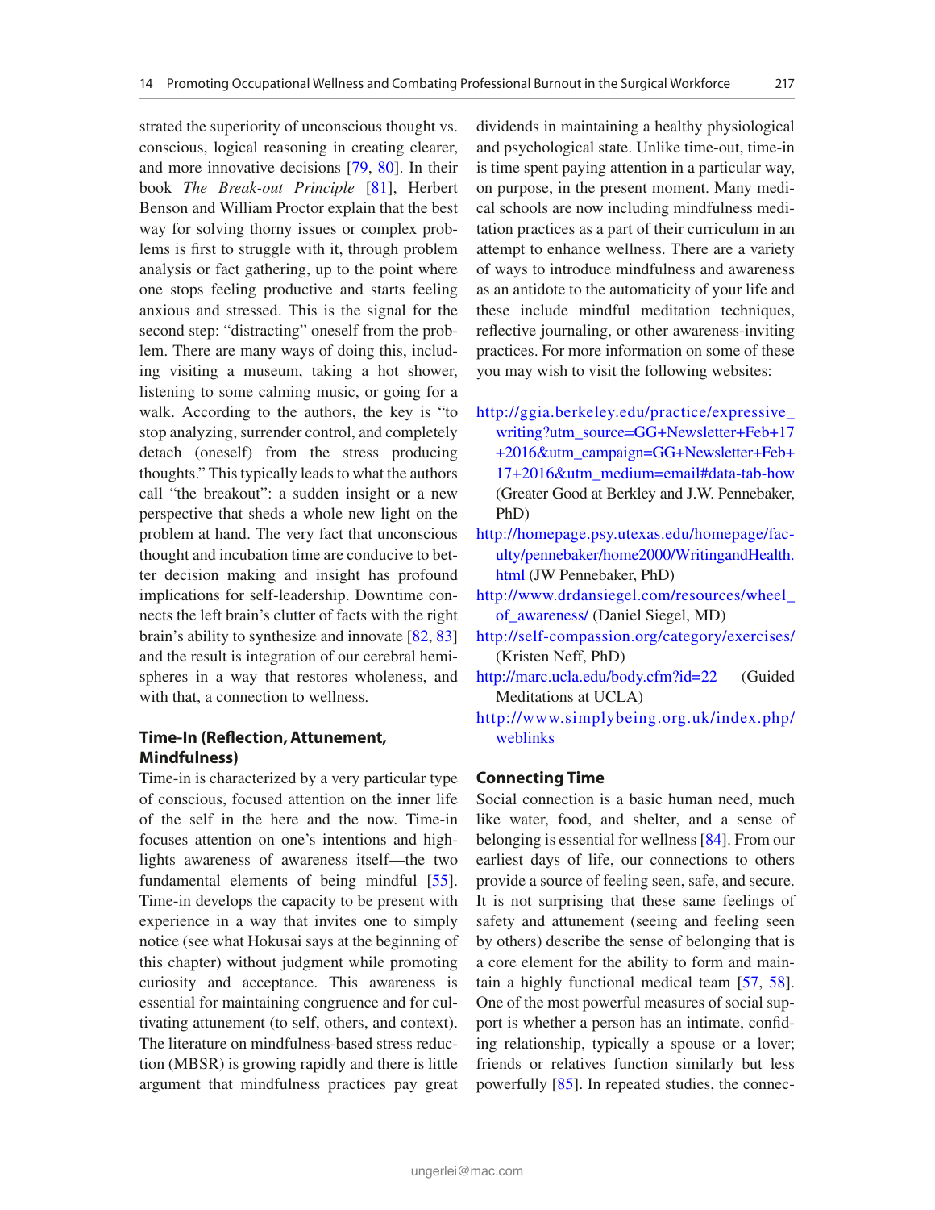strated the superiority of unconscious thought vs. conscious, logical reasoning in creating clearer, and more innovative decisions [79, 80]. In their book *The Break-out Principle* [81], Herbert Benson and William Proctor explain that the best way for solving thorny issues or complex problems is first to struggle with it, through problem analysis or fact gathering, up to the point where one stops feeling productive and starts feeling anxious and stressed. This is the signal for the second step: "distracting" oneself from the problem. There are many ways of doing this, including visiting a museum, taking a hot shower, listening to some calming music, or going for a walk. According to the authors, the key is "to stop analyzing, surrender control, and completely detach (oneself) from the stress producing thoughts." This typically leads to what the authors call "the breakout": a sudden insight or a new perspective that sheds a whole new light on the problem at hand. The very fact that unconscious thought and incubation time are conducive to better decision making and insight has profound implications for self-leadership. Downtime connects the left brain's clutter of facts with the right brain's ability to synthesize and innovate [82, 83] and the result is integration of our cerebral hemispheres in a way that restores wholeness, and with that, a connection to wellness.

### Time-In (Reflection, Attunement, Mindfulness)

Time-in is characterized by a very particular type of conscious, focused attention on the inner life of the self in the here and the now. Time-in focuses attention on one's intentions and highlights awareness of awareness itself—the two fundamental elements of being mindful [55]. Time-in develops the capacity to be present with experience in a way that invites one to simply notice (see what Hokusai says at the beginning of this chapter) without judgment while promoting curiosity and acceptance. This awareness is essential for maintaining congruence and for cultivating attunement (to self, others, and context). The literature on mindfulness-based stress reduction (MBSR) is growing rapidly and there is little argument that mindfulness practices pay great dividends in maintaining a healthy physiological and psychological state. Unlike time-out, time-in is time spent paying attention in a particular way, on purpose, in the present moment. Many medical schools are now including mindfulness meditation practices as a part of their curriculum in an attempt to enhance wellness. There are a variety of ways to introduce mindfulness and awareness as an antidote to the automaticity of your life and these include mindful meditation techniques, reflective journaling, or other awareness-inviting practices. For more information on some of these you may wish to visit the following websites:

- http://ggia.berkeley.edu/practice/expressive_writing?utm_source=GG+Newsletter+Feb+17+2016&utm_campaign=GG+Newsletter+Feb+17+2016&utm_medium=email#data-tab-how (Greater Good at Berkley and J.W. Pennebaker, PhD)
- http://homepage.psy.utexas.edu/homepage/faculty/pennebaker/home2000/WritingandHealth.html (JW Pennebaker, PhD)
- http://www.drdansiegel.com/resources/wheel_of_awareness/ (Daniel Siegel, MD)
- http://self-compassion.org/category/exercises/ (Kristen Neff, PhD)
- http://marc.ucla.edu/body.cfm?id=22 (Guided Meditations at UCLA)
- http://www.simplybeing.org.uk/index.php/weblinks

### Connecting Time

Social connection is a basic human need, much like water, food, and shelter, and a sense of belonging is essential for wellness [84]. From our earliest days of life, our connections to others provide a source of feeling seen, safe, and secure. It is not surprising that these same feelings of safety and attunement (seeing and feeling seen by others) describe the sense of belonging that is a core element for the ability to form and maintain a highly functional medical team [57, 58]. One of the most powerful measures of social support is whether a person has an intimate, confiding relationship, typically a spouse or a lover; friends or relatives function similarly but less powerfully [85]. In repeated studies, the connec-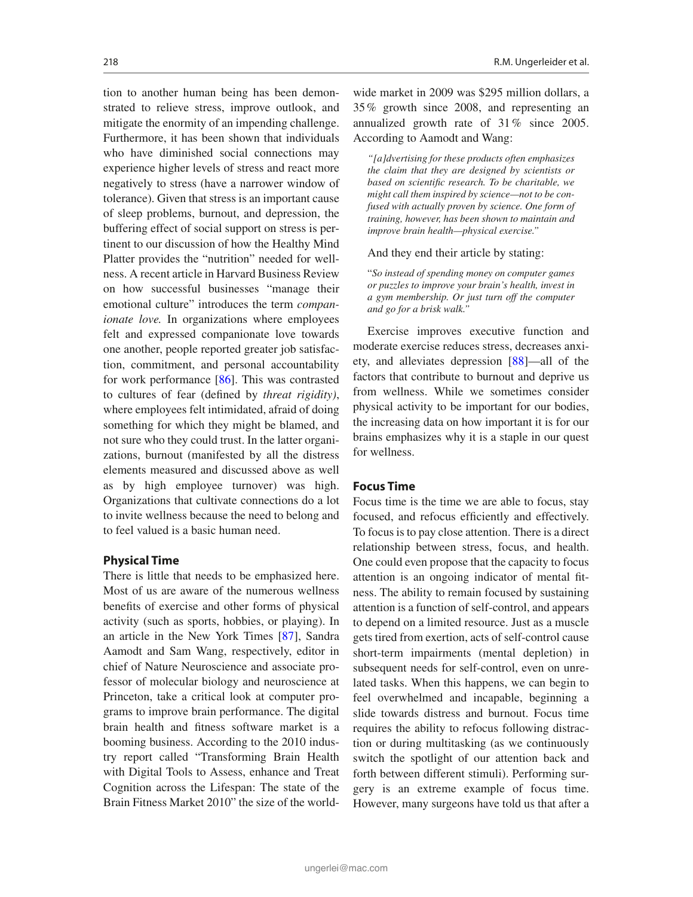tion to another human being has been demonstrated to relieve stress, improve outlook, and mitigate the enormity of an impending challenge. Furthermore, it has been shown that individuals who have diminished social connections may experience higher levels of stress and react more negatively to stress (have a narrower window of tolerance). Given that stress is an important cause of sleep problems, burnout, and depression, the buffering effect of social support on stress is pertinent to our discussion of how the Healthy Mind Platter provides the "nutrition" needed for wellness. A recent article in Harvard Business Review on how successful businesses "manage their emotional culture" introduces the term *companionate love.* In organizations where employees felt and expressed companionate love towards one another, people reported greater job satisfaction, commitment, and personal accountability for work performance [86]. This was contrasted to cultures of fear (defined by *threat rigidity)*, where employees felt intimidated, afraid of doing something for which they might be blamed, and not sure who they could trust. In the latter organizations, burnout (manifested by all the distress elements measured and discussed above as well as by high employee turnover) was high. Organizations that cultivate connections do a lot to invite wellness because the need to belong and to feel valued is a basic human need.

### Physical Time

There is little that needs to be emphasized here. Most of us are aware of the numerous wellness benefits of exercise and other forms of physical activity (such as sports, hobbies, or playing). In an article in the New York Times [87], Sandra Aamodt and Sam Wang, respectively, editor in chief of Nature Neuroscience and associate professor of molecular biology and neuroscience at Princeton, take a critical look at computer programs to improve brain performance. The digital brain health and fitness software market is a booming business. According to the 2010 industry report called "Transforming Brain Health with Digital Tools to Assess, enhance and Treat Cognition across the Lifespan: The state of the Brain Fitness Market 2010" the size of the worldwide market in 2009 was $295 million dollars, a 35% growth since 2008, and representing an annualized growth rate of 31% since 2005. According to Aamodt and Wang:

> *"[a]dvertising for these products often emphasizes the claim that they are designed by scientists or based on scientific research. To be charitable, we might call them inspired by science—not to be confused with actually proven by science. One form of training, however, has been shown to maintain and improve brain health—physical exercise."*

And they end their article by stating:

> *"So instead of spending money on computer games or puzzles to improve your brain's health, invest in a gym membership. Or just turn off the computer and go for a brisk walk."*

Exercise improves executive function and moderate exercise reduces stress, decreases anxiety, and alleviates depression [88]—all of the factors that contribute to burnout and deprive us from wellness. While we sometimes consider physical activity to be important for our bodies, the increasing data on how important it is for our brains emphasizes why it is a staple in our quest for wellness.

### Focus Time

Focus time is the time we are able to focus, stay focused, and refocus efficiently and effectively. To focus is to pay close attention. There is a direct relationship between stress, focus, and health. One could even propose that the capacity to focus attention is an ongoing indicator of mental fitness. The ability to remain focused by sustaining attention is a function of self-control, and appears to depend on a limited resource. Just as a muscle gets tired from exertion, acts of self-control cause short-term impairments (mental depletion) in subsequent needs for self-control, even on unrelated tasks. When this happens, we can begin to feel overwhelmed and incapable, beginning a slide towards distress and burnout. Focus time requires the ability to refocus following distraction or during multitasking (as we continuously switch the spotlight of our attention back and forth between different stimuli). Performing surgery is an extreme example of focus time. However, many surgeons have told us that after a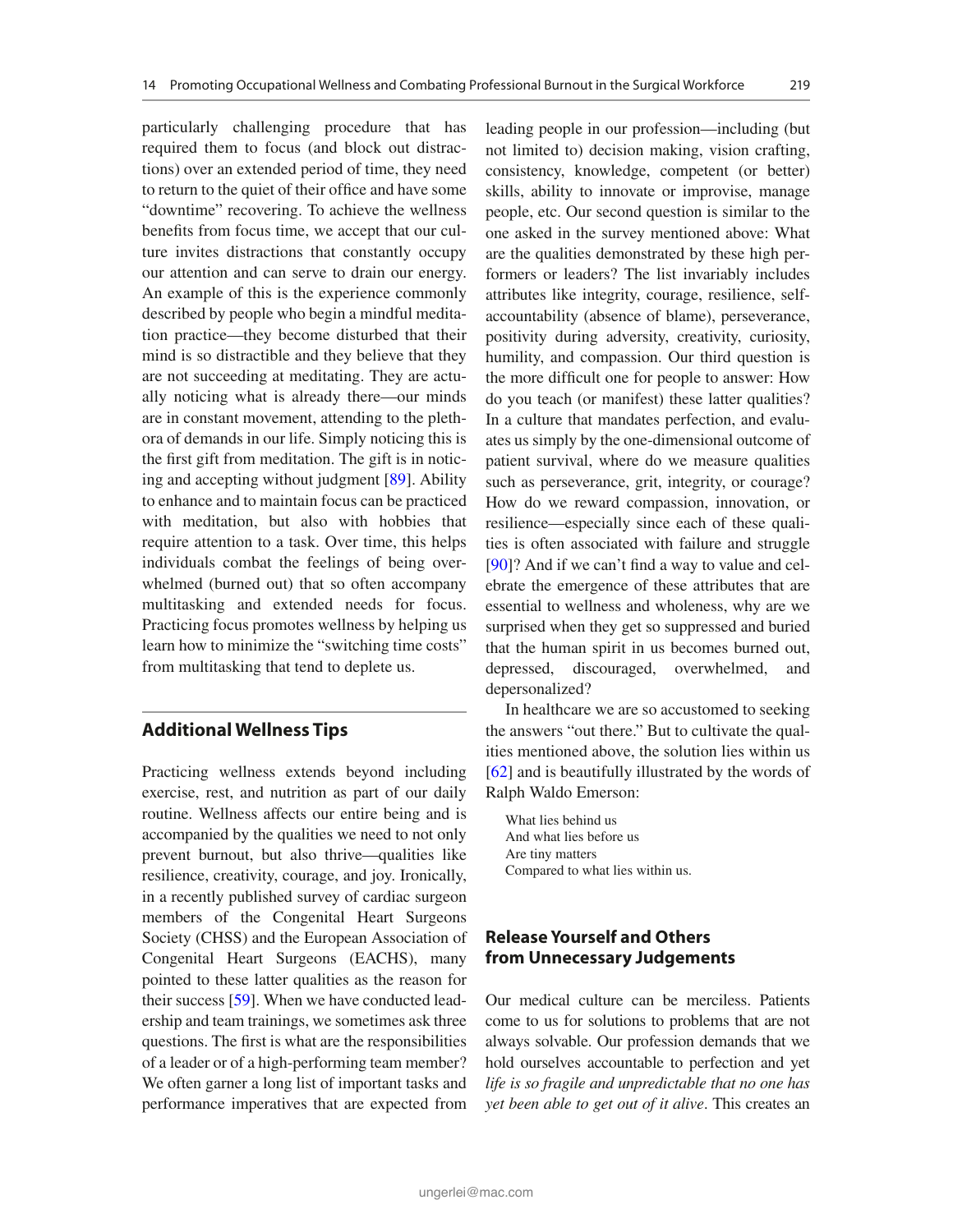particularly challenging procedure that has required them to focus (and block out distractions) over an extended period of time, they need to return to the quiet of their office and have some "downtime" recovering. To achieve the wellness benefits from focus time, we accept that our culture invites distractions that constantly occupy our attention and can serve to drain our energy. An example of this is the experience commonly described by people who begin a mindful meditation practice—they become disturbed that their mind is so distractible and they believe that they are not succeeding at meditating. They are actually noticing what is already there—our minds are in constant movement, attending to the plethora of demands in our life. Simply noticing this is the first gift from meditation. The gift is in noticing and accepting without judgment [89]. Ability to enhance and to maintain focus can be practiced with meditation, but also with hobbies that require attention to a task. Over time, this helps individuals combat the feelings of being overwhelmed (burned out) that so often accompany multitasking and extended needs for focus. Practicing focus promotes wellness by helping us learn how to minimize the "switching time costs" from multitasking that tend to deplete us.

## Additional Wellness Tips

Practicing wellness extends beyond including exercise, rest, and nutrition as part of our daily routine. Wellness affects our entire being and is accompanied by the qualities we need to not only prevent burnout, but also thrive—qualities like resilience, creativity, courage, and joy. Ironically, in a recently published survey of cardiac surgeon members of the Congenital Heart Surgeons Society (CHSS) and the European Association of Congenital Heart Surgeons (EACHS), many pointed to these latter qualities as the reason for their success [59]. When we have conducted leadership and team trainings, we sometimes ask three questions. The first is what are the responsibilities of a leader or of a high-performing team member? We often garner a long list of important tasks and performance imperatives that are expected from leading people in our profession—including (but not limited to) decision making, vision crafting, consistency, knowledge, competent (or better) skills, ability to innovate or improvise, manage people, etc. Our second question is similar to the one asked in the survey mentioned above: What are the qualities demonstrated by these high performers or leaders? The list invariably includes attributes like integrity, courage, resilience, self-accountability (absence of blame), perseverance, positivity during adversity, creativity, curiosity, humility, and compassion. Our third question is the more difficult one for people to answer: How do you teach (or manifest) these latter qualities? In a culture that mandates perfection, and evaluates us simply by the one-dimensional outcome of patient survival, where do we measure qualities such as perseverance, grit, integrity, or courage? How do we reward compassion, innovation, or resilience—especially since each of these qualities is often associated with failure and struggle [90]? And if we can't find a way to value and celebrate the emergence of these attributes that are essential to wellness and wholeness, why are we surprised when they get so suppressed and buried that the human spirit in us becomes burned out, depressed, discouraged, overwhelmed, and depersonalized?

In healthcare we are so accustomed to seeking the answers "out there." But to cultivate the qualities mentioned above, the solution lies within us [62] and is beautifully illustrated by the words of Ralph Waldo Emerson:

> What lies behind us
> And what lies before us
> Are tiny matters
> Compared to what lies within us.

## Release Yourself and Others from Unnecessary Judgements

Our medical culture can be merciless. Patients come to us for solutions to problems that are not always solvable. Our profession demands that we hold ourselves accountable to perfection and yet *life is so fragile and unpredictable that no one has yet been able to get out of it alive*. This creates an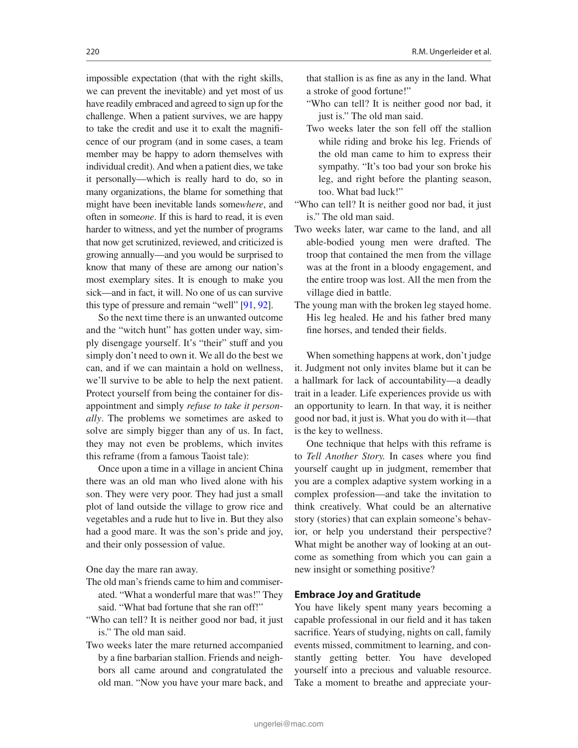impossible expectation (that with the right skills, we can prevent the inevitable) and yet most of us have readily embraced and agreed to sign up for the challenge. When a patient survives, we are happy to take the credit and use it to exalt the magnificence of our program (and in some cases, a team member may be happy to adorn themselves with individual credit). And when a patient dies, we take it personally—which is really hard to do, so in many organizations, the blame for something that might have been inevitable lands some*where*, and often in some*one*. If this is hard to read, it is even harder to witness, and yet the number of programs that now get scrutinized, reviewed, and criticized is growing annually—and you would be surprised to know that many of these are among our nation's most exemplary sites. It is enough to make you sick—and in fact, it will. No one of us can survive this type of pressure and remain "well" [91, 92].

So the next time there is an unwanted outcome and the "witch hunt" has gotten under way, simply disengage yourself. It's "their" stuff and you simply don't need to own it. We all do the best we can, and if we can maintain a hold on wellness, we'll survive to be able to help the next patient. Protect yourself from being the container for disappointment and simply *refuse to take it personally*. The problems we sometimes are asked to solve are simply bigger than any of us. In fact, they may not even be problems, which invites this reframe (from a famous Taoist tale):

Once upon a time in a village in ancient China there was an old man who lived alone with his son. They were very poor. They had just a small plot of land outside the village to grow rice and vegetables and a rude hut to live in. But they also had a good mare. It was the son's pride and joy, and their only possession of value.

One day the mare ran away.

The old man's friends came to him and commiserated. "What a wonderful mare that was!" They said. "What bad fortune that she ran off!"

"Who can tell? It is neither good nor bad, it just is." The old man said.

Two weeks later the mare returned accompanied by a fine barbarian stallion. Friends and neighbors all came around and congratulated the old man. "Now you have your mare back, and that stallion is as fine as any in the land. What a stroke of good fortune!"

"Who can tell? It is neither good nor bad, it just is." The old man said.

Two weeks later the son fell off the stallion while riding and broke his leg. Friends of the old man came to him to express their sympathy. "It's too bad your son broke his leg, and right before the planting season, too. What bad luck!"

"Who can tell? It is neither good nor bad, it just is." The old man said.

Two weeks later, war came to the land, and all able-bodied young men were drafted. The troop that contained the men from the village was at the front in a bloody engagement, and the entire troop was lost. All the men from the village died in battle.

The young man with the broken leg stayed home. His leg healed. He and his father bred many fine horses, and tended their fields.

When something happens at work, don't judge it. Judgment not only invites blame but it can be a hallmark for lack of accountability—a deadly trait in a leader. Life experiences provide us with an opportunity to learn. In that way, it is neither good nor bad, it just is. What you do with it—that is the key to wellness.

One technique that helps with this reframe is to *Tell Another Story.* In cases where you find yourself caught up in judgment, remember that you are a complex adaptive system working in a complex profession—and take the invitation to think creatively. What could be an alternative story (stories) that can explain someone's behavior, or help you understand their perspective? What might be another way of looking at an outcome as something from which you can gain a new insight or something positive?

### Embrace Joy and Gratitude

You have likely spent many years becoming a capable professional in our field and it has taken sacrifice. Years of studying, nights on call, family events missed, commitment to learning, and constantly getting better. You have developed yourself into a precious and valuable resource. Take a moment to breathe and appreciate your-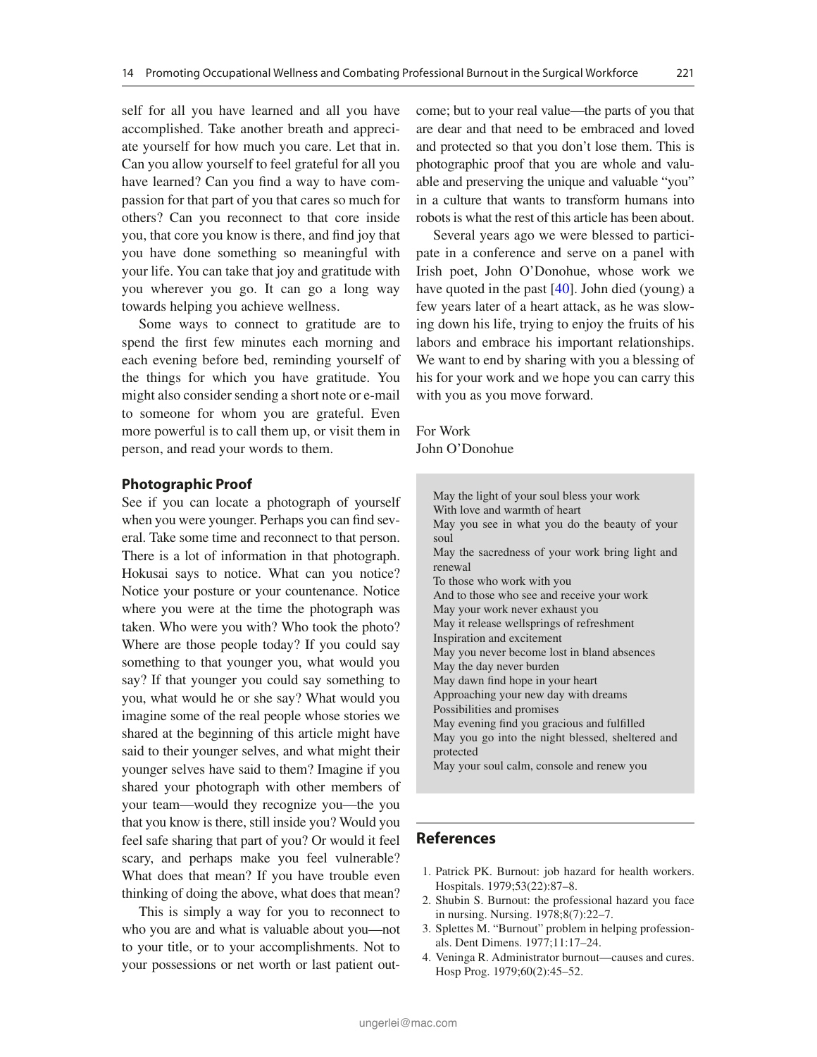self for all you have learned and all you have accomplished. Take another breath and appreciate yourself for how much you care. Let that in. Can you allow yourself to feel grateful for all you have learned? Can you find a way to have compassion for that part of you that cares so much for others? Can you reconnect to that core inside you, that core you know is there, and find joy that you have done something so meaningful with your life. You can take that joy and gratitude with you wherever you go. It can go a long way towards helping you achieve wellness.

Some ways to connect to gratitude are to spend the first few minutes each morning and each evening before bed, reminding yourself of the things for which you have gratitude. You might also consider sending a short note or e-mail to someone for whom you are grateful. Even more powerful is to call them up, or visit them in person, and read your words to them.

### Photographic Proof

See if you can locate a photograph of yourself when you were younger. Perhaps you can find several. Take some time and reconnect to that person. There is a lot of information in that photograph. Hokusai says to notice. What can you notice? Notice your posture or your countenance. Notice where you were at the time the photograph was taken. Who were you with? Who took the photo? Where are those people today? If you could say something to that younger you, what would you say? If that younger you could say something to you, what would he or she say? What would you imagine some of the real people whose stories we shared at the beginning of this article might have said to their younger selves, and what might their younger selves have said to them? Imagine if you shared your photograph with other members of your team—would they recognize you—the you that you know is there, still inside you? Would you feel safe sharing that part of you? Or would it feel scary, and perhaps make you feel vulnerable? What does that mean? If you have trouble even thinking of doing the above, what does that mean?

This is simply a way for you to reconnect to who you are and what is valuable about you—not to your title, or to your accomplishments. Not to your possessions or net worth or last patient outcome; but to your real value—the parts of you that are dear and that need to be embraced and loved and protected so that you don't lose them. This is photographic proof that you are whole and valuable and preserving the unique and valuable "you" in a culture that wants to transform humans into robots is what the rest of this article has been about.

Several years ago we were blessed to participate in a conference and serve on a panel with Irish poet, John O'Donohue, whose work we have quoted in the past [40]. John died (young) a few years later of a heart attack, as he was slowing down his life, trying to enjoy the fruits of his labors and embrace his important relationships. We want to end by sharing with you a blessing of his for your work and we hope you can carry this with you as you move forward.

For Work
John O'Donohue

> May the light of your soul bless your work
> With love and warmth of heart
> May you see in what you do the beauty of your soul
> May the sacredness of your work bring light and renewal
> To those who work with you
> And to those who see and receive your work
> May your work never exhaust you
> May it release wellsprings of refreshment
> Inspiration and excitement
> May you never become lost in bland absences
> May the day never burden
> May dawn find hope in your heart
> Approaching your new day with dreams
> Possibilities and promises
> May evening find you gracious and fulfilled
> May you go into the night blessed, sheltered and protected
> May your soul calm, console and renew you

## References

1. Patrick PK. Burnout: job hazard for health workers. Hospitals. 1979;53(22):87–8.
2. Shubin S. Burnout: the professional hazard you face in nursing. Nursing. 1978;8(7):22–7.
3. Splettes M. "Burnout" problem in helping professionals. Dent Dimens. 1977;11:17–24.
4. Veninga R. Administrator burnout—causes and cures. Hosp Prog. 1979;60(2):45–52.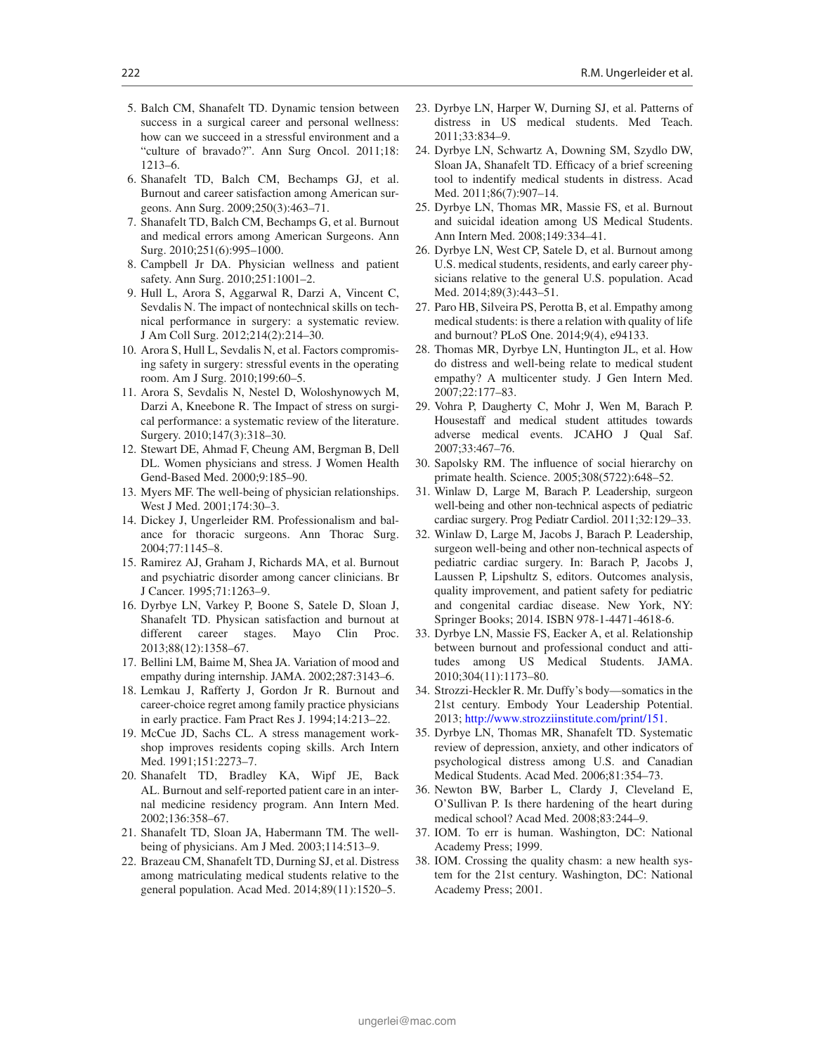5. Balch CM, Shanafelt TD. Dynamic tension between success in a surgical career and personal wellness: how can we succeed in a stressful environment and a "culture of bravado?". Ann Surg Oncol. 2011;18: 1213–6.
6. Shanafelt TD, Balch CM, Bechamps GJ, et al. Burnout and career satisfaction among American surgeons. Ann Surg. 2009;250(3):463–71.
7. Shanafelt TD, Balch CM, Bechamps G, et al. Burnout and medical errors among American Surgeons. Ann Surg. 2010;251(6):995–1000.
8. Campbell Jr DA. Physician wellness and patient safety. Ann Surg. 2010;251:1001–2.
9. Hull L, Arora S, Aggarwal R, Darzi A, Vincent C, Sevdalis N. The impact of nontechnical skills on technical performance in surgery: a systematic review. J Am Coll Surg. 2012;214(2):214–30.
10. Arora S, Hull L, Sevdalis N, et al. Factors compromising safety in surgery: stressful events in the operating room. Am J Surg. 2010;199:60–5.
11. Arora S, Sevdalis N, Nestel D, Woloshynowych M, Darzi A, Kneebone R. The Impact of stress on surgical performance: a systematic review of the literature. Surgery. 2010;147(3):318–30.
12. Stewart DE, Ahmad F, Cheung AM, Bergman B, Dell DL. Women physicians and stress. J Women Health Gend-Based Med. 2000;9:185–90.
13. Myers MF. The well-being of physician relationships. West J Med. 2001;174:30–3.
14. Dickey J, Ungerleider RM. Professionalism and balance for thoracic surgeons. Ann Thorac Surg. 2004;77:1145–8.
15. Ramirez AJ, Graham J, Richards MA, et al. Burnout and psychiatric disorder among cancer clinicians. Br J Cancer. 1995;71:1263–9.
16. Dyrbye LN, Varkey P, Boone S, Satele D, Sloan J, Shanafelt TD. Physican satisfaction and burnout at different career stages. Mayo Clin Proc. 2013;88(12):1358–67.
17. Bellini LM, Baime M, Shea JA. Variation of mood and empathy during internship. JAMA. 2002;287:3143–6.
18. Lemkau J, Rafferty J, Gordon Jr R. Burnout and career-choice regret among family practice physicians in early practice. Fam Pract Res J. 1994;14:213–22.
19. McCue JD, Sachs CL. A stress management workshop improves residents coping skills. Arch Intern Med. 1991;151:2273–7.
20. Shanafelt TD, Bradley KA, Wipf JE, Back AL. Burnout and self-reported patient care in an internal medicine residency program. Ann Intern Med. 2002;136:358–67.
21. Shanafelt TD, Sloan JA, Habermann TM. The well-being of physicians. Am J Med. 2003;114:513–9.
22. Brazeau CM, Shanafelt TD, Durning SJ, et al. Distress among matriculating medical students relative to the general population. Acad Med. 2014;89(11):1520–5.
23. Dyrbye LN, Harper W, Durning SJ, et al. Patterns of distress in US medical students. Med Teach. 2011;33:834–9.
24. Dyrbye LN, Schwartz A, Downing SM, Szydlo DW, Sloan JA, Shanafelt TD. Efficacy of a brief screening tool to indentify medical students in distress. Acad Med. 2011;86(7):907–14.
25. Dyrbye LN, Thomas MR, Massie FS, et al. Burnout and suicidal ideation among US Medical Students. Ann Intern Med. 2008;149:334–41.
26. Dyrbye LN, West CP, Satele D, et al. Burnout among U.S. medical students, residents, and early career physicians relative to the general U.S. population. Acad Med. 2014;89(3):443–51.
27. Paro HB, Silveira PS, Perotta B, et al. Empathy among medical students: is there a relation with quality of life and burnout? PLoS One. 2014;9(4), e94133.
28. Thomas MR, Dyrbye LN, Huntington JL, et al. How do distress and well-being relate to medical student empathy? A multicenter study. J Gen Intern Med. 2007;22:177–83.
29. Vohra P, Daugherty C, Mohr J, Wen M, Barach P. Housestaff and medical student attitudes towards adverse medical events. JCAHO J Qual Saf. 2007;33:467–76.
30. Sapolsky RM. The influence of social hierarchy on primate health. Science. 2005;308(5722):648–52.
31. Winlaw D, Large M, Barach P. Leadership, surgeon well-being and other non-technical aspects of pediatric cardiac surgery. Prog Pediatr Cardiol. 2011;32:129–33.
32. Winlaw D, Large M, Jacobs J, Barach P. Leadership, surgeon well-being and other non-technical aspects of pediatric cardiac surgery. In: Barach P, Jacobs J, Laussen P, Lipshultz S, editors. Outcomes analysis, quality improvement, and patient safety for pediatric and congenital cardiac disease. New York, NY: Springer Books; 2014. ISBN 978-1-4471-4618-6.
33. Dyrbye LN, Massie FS, Eacker A, et al. Relationship between burnout and professional conduct and attitudes among US Medical Students. JAMA. 2010;304(11):1173–80.
34. Strozzi-Heckler R. Mr. Duffy's body—somatics in the 21st century. Embody Your Leadership Potential. 2013; http://www.strozziinstitute.com/print/151.
35. Dyrbye LN, Thomas MR, Shanafelt TD. Systematic review of depression, anxiety, and other indicators of psychological distress among U.S. and Canadian Medical Students. Acad Med. 2006;81:354–73.
36. Newton BW, Barber L, Clardy J, Cleveland E, O'Sullivan P. Is there hardening of the heart during medical school? Acad Med. 2008;83:244–9.
37. IOM. To err is human. Washington, DC: National Academy Press; 1999.
38. IOM. Crossing the quality chasm: a new health system for the 21st century. Washington, DC: National Academy Press; 2001.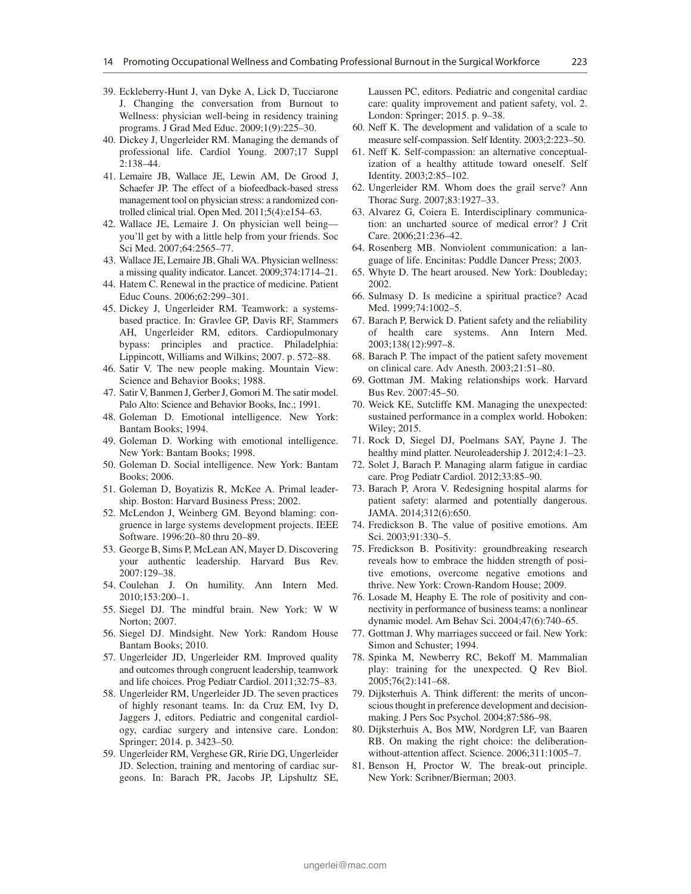39. Eckleberry-Hunt J, van Dyke A, Lick D, Tucciarone J. Changing the conversation from Burnout to Wellness: physician well-being in residency training programs. J Grad Med Educ. 2009;1(9):225–30.
40. Dickey J, Ungerleider RM. Managing the demands of professional life. Cardiol Young. 2007;17 Suppl 2:138–44.
41. Lemaire JB, Wallace JE, Lewin AM, De Grood J, Schaefer JP. The effect of a biofeedback-based stress management tool on physician stress: a randomized controlled clinical trial. Open Med. 2011;5(4):e154–63.
42. Wallace JE, Lemaire J. On physician well being—you'll get by with a little help from your friends. Soc Sci Med. 2007;64:2565–77.
43. Wallace JE, Lemaire JB, Ghali WA. Physician wellness: a missing quality indicator. Lancet. 2009;374:1714–21.
44. Hatem C. Renewal in the practice of medicine. Patient Educ Couns. 2006;62:299–301.
45. Dickey J, Ungerleider RM. Teamwork: a systems-based practice. In: Gravlee GP, Davis RF, Stammers AH, Ungerleider RM, editors. Cardiopulmonary bypass: principles and practice. Philadelphia: Lippincott, Williams and Wilkins; 2007. p. 572–88.
46. Satir V. The new people making. Mountain View: Science and Behavior Books; 1988.
47. Satir V, Banmen J, Gerber J, Gomori M. The satir model. Palo Alto: Science and Behavior Books, Inc.; 1991.
48. Goleman D. Emotional intelligence. New York: Bantam Books; 1994.
49. Goleman D. Working with emotional intelligence. New York: Bantam Books; 1998.
50. Goleman D. Social intelligence. New York: Bantam Books; 2006.
51. Goleman D, Boyatizis R, McKee A. Primal leadership. Boston: Harvard Business Press; 2002.
52. McLendon J, Weinberg GM. Beyond blaming: congruence in large systems development projects. IEEE Software. 1996:20–80 thru 20–89.
53. George B, Sims P, McLean AN, Mayer D. Discovering your authentic leadership. Harvard Bus Rev. 2007:129–38.
54. Coulehan J. On humility. Ann Intern Med. 2010;153:200–1.
55. Siegel DJ. The mindful brain. New York: W W Norton; 2007.
56. Siegel DJ. Mindsight. New York: Random House Bantam Books; 2010.
57. Ungerleider JD, Ungerleider RM. Improved quality and outcomes through congruent leadership, teamwork and life choices. Prog Pediatr Cardiol. 2011;32:75–83.
58. Ungerleider RM, Ungerleider JD. The seven practices of highly resonant teams. In: da Cruz EM, Ivy D, Jaggers J, editors. Pediatric and congenital cardiology, cardiac surgery and intensive care. London: Springer; 2014. p. 3423–50.
59. Ungerleider RM, Verghese GR, Ririe DG, Ungerleider JD. Selection, training and mentoring of cardiac surgeons. In: Barach PR, Jacobs JP, Lipshultz SE, Laussen PC, editors. Pediatric and congenital cardiac care: quality improvement and patient safety, vol. 2. London: Springer; 2015. p. 9–38.
60. Neff K. The development and validation of a scale to measure self-compassion. Self Identity. 2003;2:223–50.
61. Neff K. Self-compassion: an alternative conceptualization of a healthy attitude toward oneself. Self Identity. 2003;2:85–102.
62. Ungerleider RM. Whom does the grail serve? Ann Thorac Surg. 2007;83:1927–33.
63. Alvarez G, Coiera E. Interdisciplinary communication: an uncharted source of medical error? J Crit Care. 2006;21:236–42.
64. Rosenberg MB. Nonviolent communication: a language of life. Encinitas: Puddle Dancer Press; 2003.
65. Whyte D. The heart aroused. New York: Doubleday; 2002.
66. Sulmasy D. Is medicine a spiritual practice? Acad Med. 1999;74:1002–5.
67. Barach P, Berwick D. Patient safety and the reliability of health care systems. Ann Intern Med. 2003;138(12):997–8.
68. Barach P. The impact of the patient safety movement on clinical care. Adv Anesth. 2003;21:51–80.
69. Gottman JM. Making relationships work. Harvard Bus Rev. 2007:45–50.
70. Weick KE, Sutcliffe KM. Managing the unexpected: sustained performance in a complex world. Hoboken: Wiley; 2015.
71. Rock D, Siegel DJ, Poelmans SAY, Payne J. The healthy mind platter. Neuroleadership J. 2012;4:1–23.
72. Solet J, Barach P. Managing alarm fatigue in cardiac care. Prog Pediatr Cardiol. 2012;33:85–90.
73. Barach P, Arora V. Redesigning hospital alarms for patient safety: alarmed and potentially dangerous. JAMA. 2014;312(6):650.
74. Fredickson B. The value of positive emotions. Am Sci. 2003;91:330–5.
75. Fredickson B. Positivity: groundbreaking research reveals how to embrace the hidden strength of positive emotions, overcome negative emotions and thrive. New York: Crown-Random House; 2009.
76. Losade M, Heaphy E. The role of positivity and connectivity in performance of business teams: a nonlinear dynamic model. Am Behav Sci. 2004;47(6):740–65.
77. Gottman J. Why marriages succeed or fail. New York: Simon and Schuster; 1994.
78. Spinka M, Newberry RC, Bekoff M. Mammalian play: training for the unexpected. Q Rev Biol. 2005;76(2):141–68.
79. Dijksterhuis A. Think different: the merits of unconscious thought in preference development and decision-making. J Pers Soc Psychol. 2004;87:586–98.
80. Dijksterhuis A, Bos MW, Nordgren LF, van Baaren RB. On making the right choice: the deliberation-without-attention affect. Science. 2006;311:1005–7.
81. Benson H, Proctor W. The break-out principle. New York: Scribner/Bierman; 2003.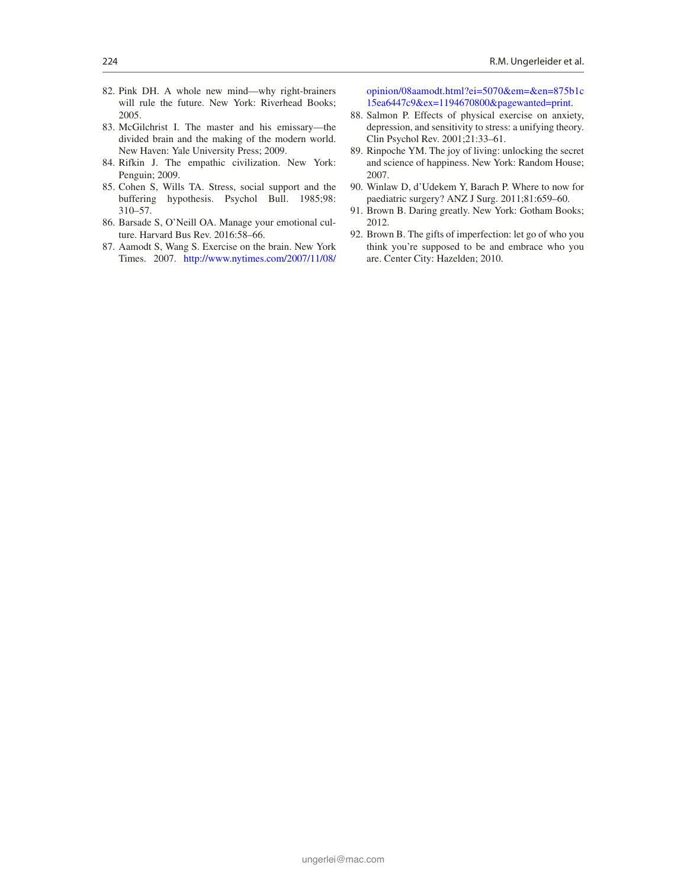82. Pink DH. A whole new mind—why right-brainers will rule the future. New York: Riverhead Books; 2005.
83. McGilchrist I. The master and his emissary—the divided brain and the making of the modern world. New Haven: Yale University Press; 2009.
84. Rifkin J. The empathic civilization. New York: Penguin; 2009.
85. Cohen S, Wills TA. Stress, social support and the buffering hypothesis. Psychol Bull. 1985;98:310–57.
86. Barsade S, O'Neill OA. Manage your emotional culture. Harvard Bus Rev. 2016:58–66.
87. Aamodt S, Wang S. Exercise on the brain. New York Times. 2007. http://www.nytimes.com/2007/11/08/opinion/08aamodt.html?ei=5070&em=&en=875b1c15ea6447c9&ex=1194670800&pagewanted=print.
88. Salmon P. Effects of physical exercise on anxiety, depression, and sensitivity to stress: a unifying theory. Clin Psychol Rev. 2001;21:33–61.
89. Rinpoche YM. The joy of living: unlocking the secret and science of happiness. New York: Random House; 2007.
90. Winlaw D, d'Udekem Y, Barach P. Where to now for paediatric surgery? ANZ J Surg. 2011;81:659–60.
91. Brown B. Daring greatly. New York: Gotham Books; 2012.
92. Brown B. The gifts of imperfection: let go of who you think you're supposed to be and embrace who you are. Center City: Hazelden; 2010.